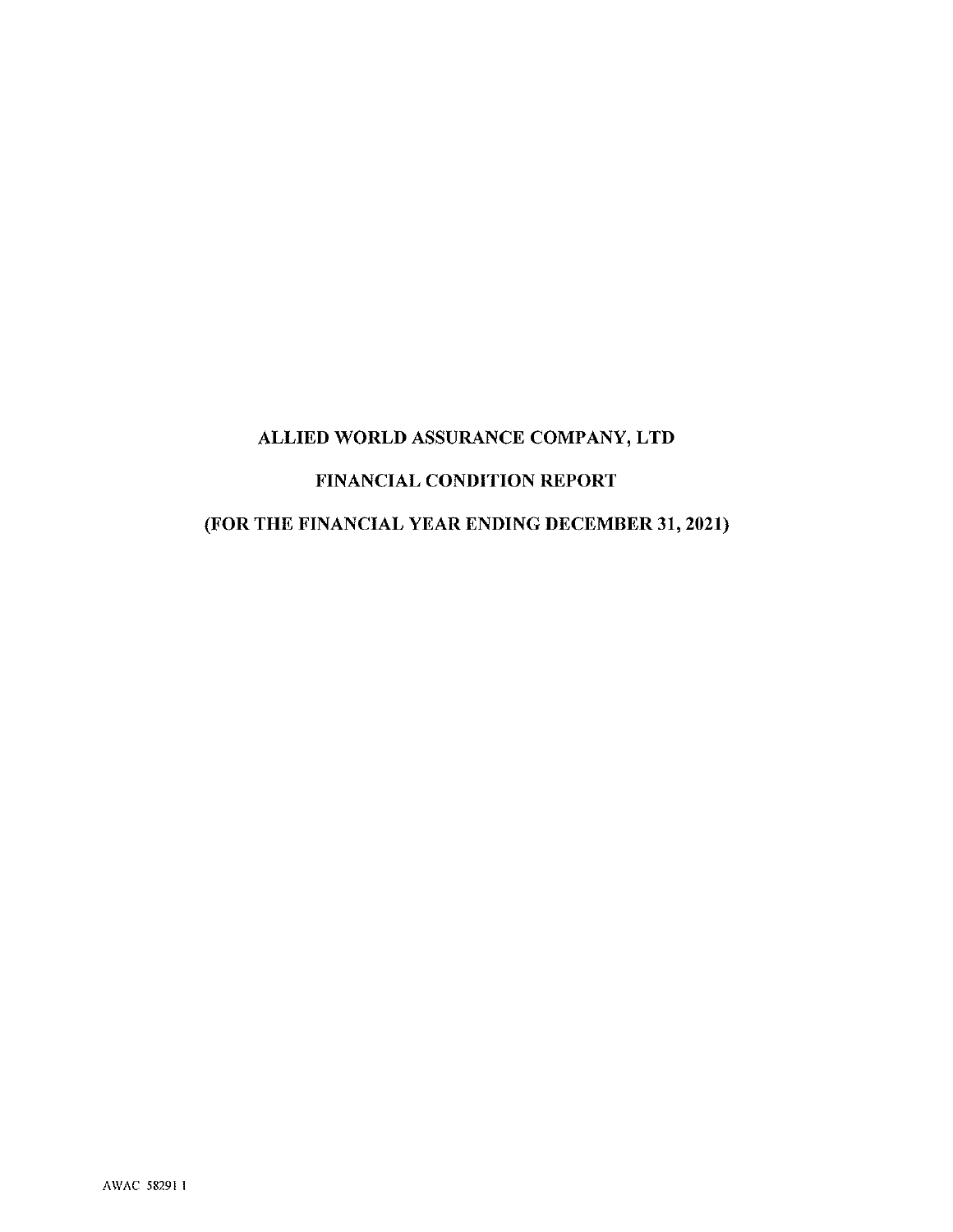# ALLIED WORLD ASSURANCE COMPANY, LTD

## FINANCIAL CONDITION REPORT

## (FOR THE FINANCIAL YEAR ENDING DECEMBER 31, 2021)

AWAC 58291 1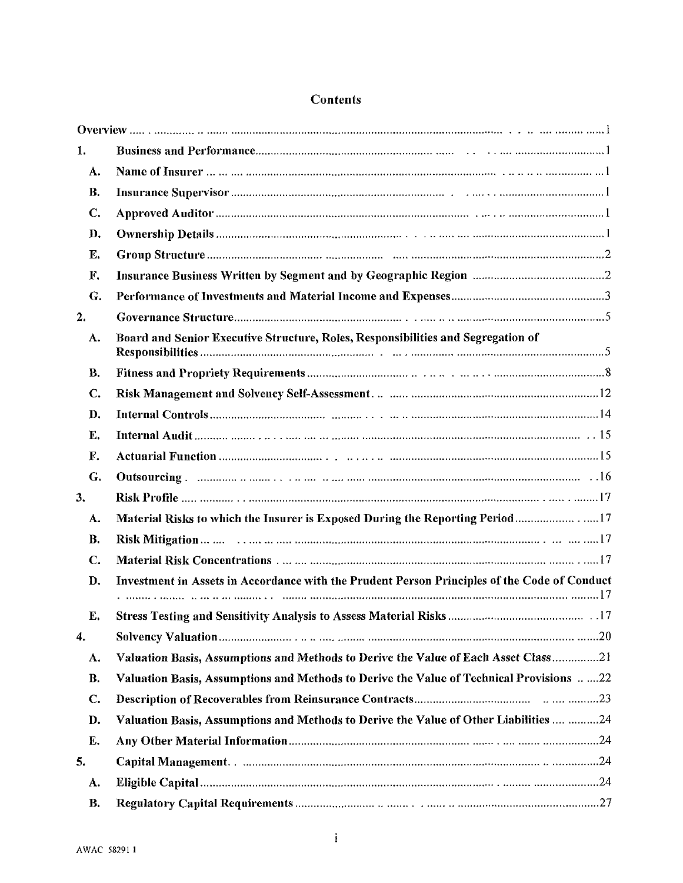## Contents

| | | |
|---|---|---|
| Overview | | 1 |
| 1. | Business and Performance | 1 |
| A. | Name of Insurer | 1 |
| B. | Insurance Supervisor | 1 |
| C. | Approved Auditor | 1 |
| D. | Ownership Details | 1 |
| E. | Group Structure | 2 |
| F. | Insurance Business Written by Segment and by Geographic Region | 2 |
| G. | Performance of Investments and Material Income and Expenses | 3 |
| 2. | Governance Structure | 5 |
| A. | Board and Senior Executive Structure, Roles, Responsibilities and Segregation of Responsibilities | 5 |
| B. | Fitness and Propriety Requirements | 8 |
| C. | Risk Management and Solvency Self-Assessment | 12 |
| D. | Internal Controls | 14 |
| E. | Internal Audit | 15 |
| F. | Actuarial Function | 15 |
| G. | Outsourcing | 16 |
| 3. | Risk Profile | 17 |
| A. | Material Risks to which the Insurer is Exposed During the Reporting Period | 17 |
| B. | Risk Mitigation | 17 |
| C. | Material Risk Concentrations | 17 |
| D. | Investment in Assets in Accordance with the Prudent Person Principles of the Code of Conduct | 17 |
| E. | Stress Testing and Sensitivity Analysis to Assess Material Risks | 17 |
| 4. | Solvency Valuation | 20 |
| A. | Valuation Basis, Assumptions and Methods to Derive the Value of Each Asset Class | 21 |
| B. | Valuation Basis, Assumptions and Methods to Derive the Value of Technical Provisions | 22 |
| C. | Description of Recoverables from Reinsurance Contracts | 23 |
| D. | Valuation Basis, Assumptions and Methods to Derive the Value of Other Liabilities | 24 |
| E. | Any Other Material Information | 24 |
| 5. | Capital Management | 24 |
| A. | Eligible Capital | 24 |
| B. | Regulatory Capital Requirements | 27 |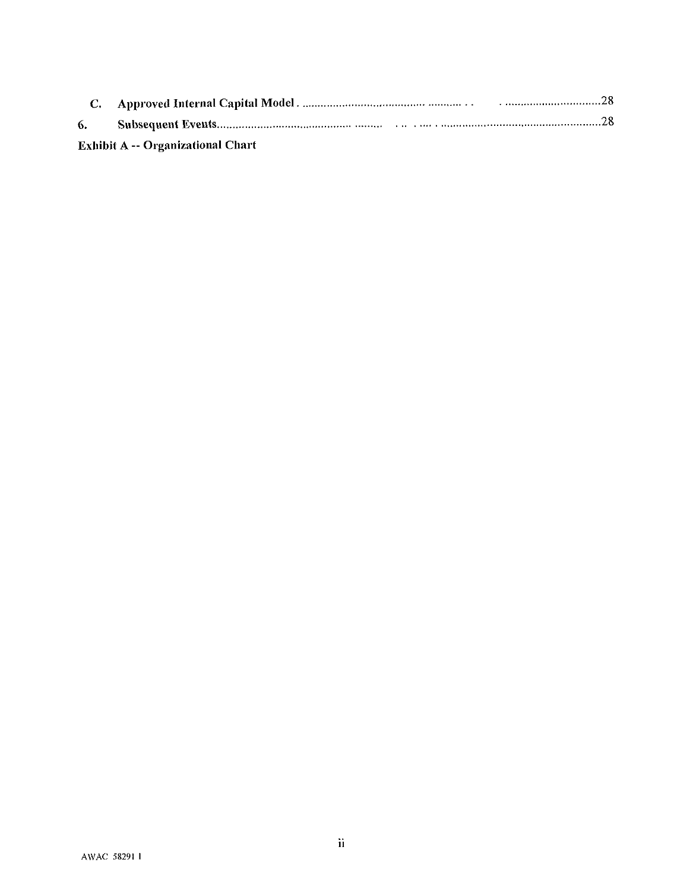| | | |
|---|---|---|
| **C.** | **Approved Internal Capital Model** | 28 |
| **6.** | **Subsequent Events** | 28 |

**Exhibit A -- Organizational Chart**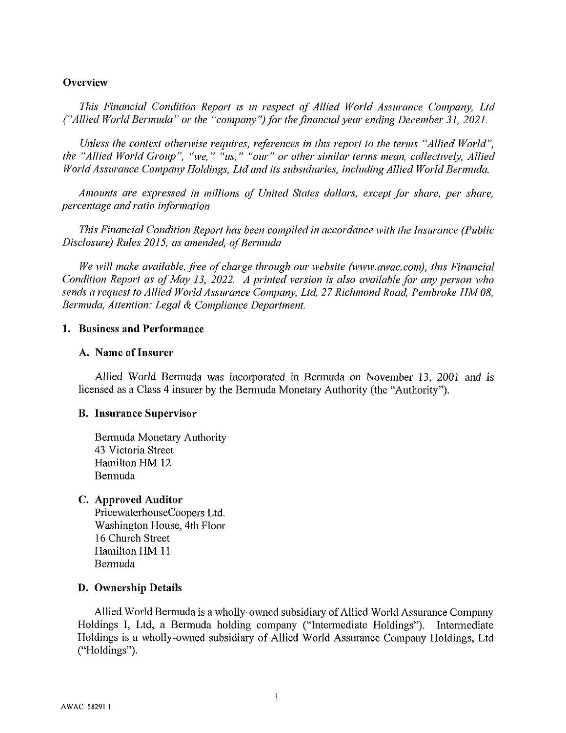## Overview

*This Financial Condition Report is in respect of Allied World Assurance Company, Ltd ("Allied World Bermuda" or the "company") for the financial year ending December 31, 2021.*

*Unless the context otherwise requires, references in this report to the terms "Allied World", the "Allied World Group", "we," "us," "our" or other similar terms mean, collectively, Allied World Assurance Company Holdings, Ltd and its subsidiaries, including Allied World Bermuda.*

*Amounts are expressed in millions of United States dollars, except for share, per share, percentage and ratio information*

*This Financial Condition Report has been compiled in accordance with the Insurance (Public Disclosure) Rules 2015, as amended, of Bermuda*

*We will make available, free of charge through our website (www.awac.com), this Financial Condition Report as of May 13, 2022. A printed version is also available for any person who sends a request to Allied World Assurance Company, Ltd, 27 Richmond Road, Pembroke HM 08, Bermuda, Attention: Legal & Compliance Department.*

## 1. Business and Performance

### A. Name of Insurer

Allied World Bermuda was incorporated in Bermuda on November 13, 2001 and is licensed as a Class 4 insurer by the Bermuda Monetary Authority (the "Authority").

### B. Insurance Supervisor

Bermuda Monetary Authority
43 Victoria Street
Hamilton HM 12
Bermuda

### C. Approved Auditor

PricewaterhouseCoopers Ltd.
Washington House, 4th Floor
16 Church Street
Hamilton HM 11
Bermuda

### D. Ownership Details

Allied World Bermuda is a wholly-owned subsidiary of Allied World Assurance Company Holdings I, Ltd, a Bermuda holding company ("Intermediate Holdings"). Intermediate Holdings is a wholly-owned subsidiary of Allied World Assurance Company Holdings, Ltd ("Holdings").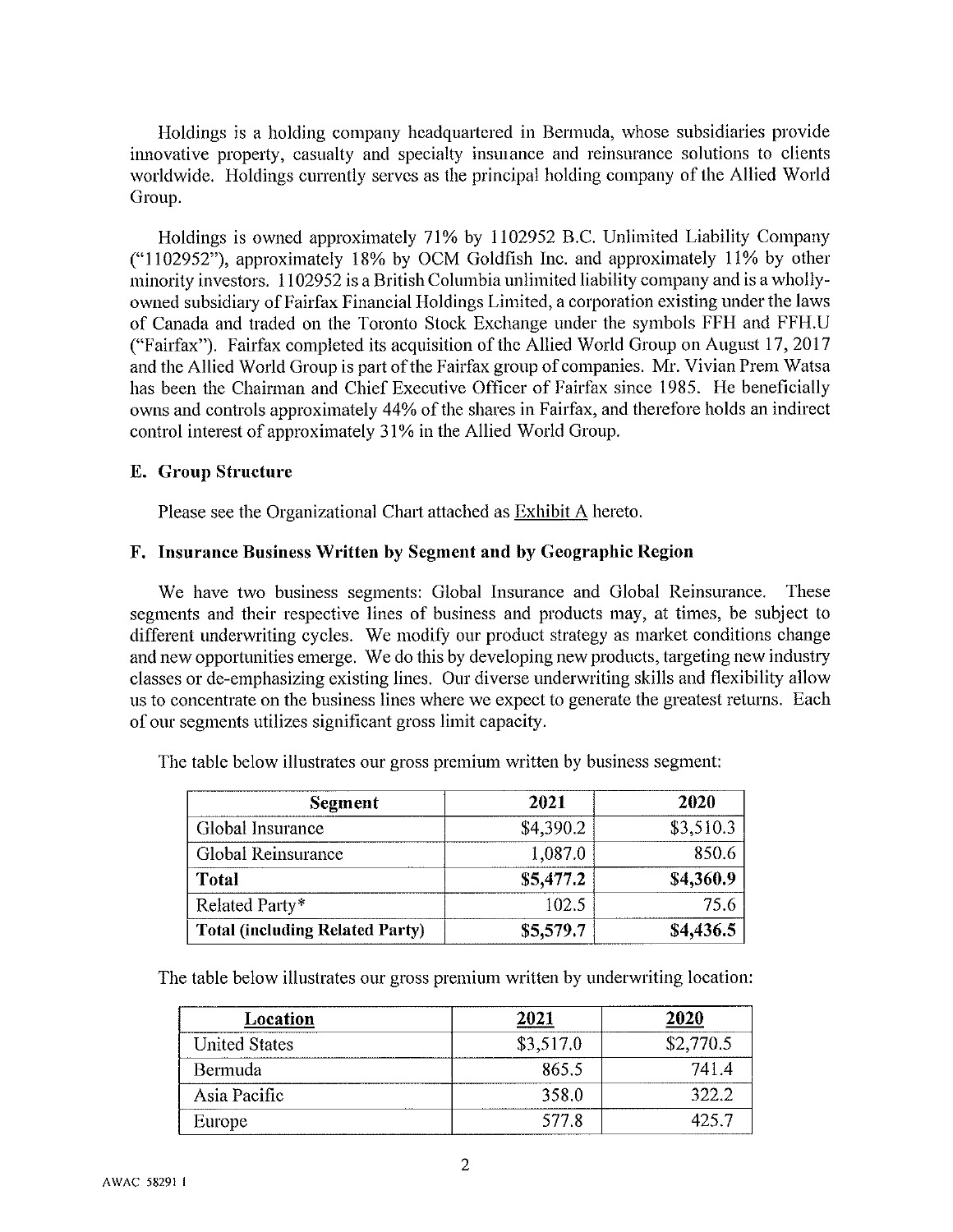Holdings is a holding company headquartered in Bermuda, whose subsidiaries provide innovative property, casualty and specialty insurance and reinsurance solutions to clients worldwide. Holdings currently serves as the principal holding company of the Allied World Group.

Holdings is owned approximately 71% by 1102952 B.C. Unlimited Liability Company ("1102952"), approximately 18% by OCM Goldfish Inc. and approximately 11% by other minority investors. 1102952 is a British Columbia unlimited liability company and is a wholly-owned subsidiary of Fairfax Financial Holdings Limited, a corporation existing under the laws of Canada and traded on the Toronto Stock Exchange under the symbols FFH and FFH.U ("Fairfax"). Fairfax completed its acquisition of the Allied World Group on August 17, 2017 and the Allied World Group is part of the Fairfax group of companies. Mr. Vivian Prem Watsa has been the Chairman and Chief Executive Officer of Fairfax since 1985. He beneficially owns and controls approximately 44% of the shares in Fairfax, and therefore holds an indirect control interest of approximately 31% in the Allied World Group.

### E. Group Structure

Please see the Organizational Chart attached as Exhibit A hereto.

### F. Insurance Business Written by Segment and by Geographic Region

We have two business segments: Global Insurance and Global Reinsurance. These segments and their respective lines of business and products may, at times, be subject to different underwriting cycles. We modify our product strategy as market conditions change and new opportunities emerge. We do this by developing new products, targeting new industry classes or de-emphasizing existing lines. Our diverse underwriting skills and flexibility allow us to concentrate on the business lines where we expect to generate the greatest returns. Each of our segments utilizes significant gross limit capacity.

The table below illustrates our gross premium written by business segment:

| Segment | 2021 | 2020 |
|---|---|---|
| Global Insurance | $4,390.2 | $3,510.3 |
| Global Reinsurance | 1,087.0 | 850.6 |
| **Total** | **$5,477.2** | **$4,360.9** |
| Related Party* | 102.5 | 75.6 |
| **Total (including Related Party)** | **$5,579.7** | **$4,436.5** |

The table below illustrates our gross premium written by underwriting location:

| Location | 2021 | 2020 |
|---|---|---|
| United States | $3,517.0 | $2,770.5 |
| Bermuda | 865.5 | 741.4 |
| Asia Pacific | 358.0 | 322.2 |
| Europe | 577.8 | 425.7 |

AWAC 58291 1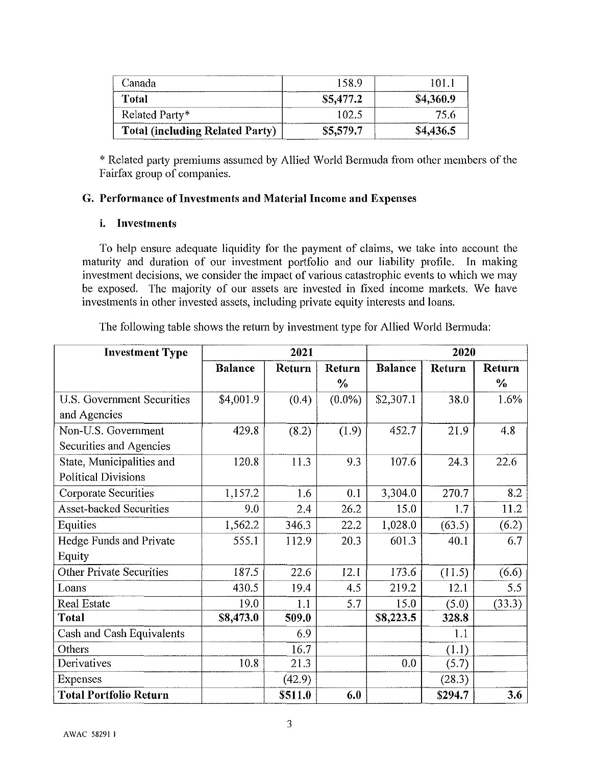| Canada | 158.9 | 101.1 |
|---|---|---|
| **Total** | **$5,477.2** | **$4,360.9** |
| Related Party* | 102.5 | 75.6 |
| **Total (including Related Party)** | **$5,579.7** | **$4,436.5** |

* Related party premiums assumed by Allied World Bermuda from other members of the Fairfax group of companies.

### G. Performance of Investments and Material Income and Expenses

#### i. Investments

To help ensure adequate liquidity for the payment of claims, we take into account the maturity and duration of our investment portfolio and our liability profile. In making investment decisions, we consider the impact of various catastrophic events to which we may be exposed. The majority of our assets are invested in fixed income markets. We have investments in other invested assets, including private equity interests and loans.

The following table shows the return by investment type for Allied World Bermuda:

| Investment Type | 2021 | | | 2020 | | |
|---|---|---|---|---|---|---|
| | Balance | Return | Return % | Balance | Return | Return % |
| U.S. Government Securities and Agencies | $4,001.9 | (0.4) | (0.0%) | $2,307.1 | 38.0 | 1.6% |
| Non-U.S. Government Securities and Agencies | 429.8 | (8.2) | (1.9) | 452.7 | 21.9 | 4.8 |
| State, Municipalities and Political Divisions | 120.8 | 11.3 | 9.3 | 107.6 | 24.3 | 22.6 |
| Corporate Securities | 1,157.2 | 1.6 | 0.1 | 3,304.0 | 270.7 | 8.2 |
| Asset-backed Securities | 9.0 | 2.4 | 26.2 | 15.0 | 1.7 | 11.2 |
| Equities | 1,562.2 | 346.3 | 22.2 | 1,028.0 | (63.5) | (6.2) |
| Hedge Funds and Private Equity | 555.1 | 112.9 | 20.3 | 601.3 | 40.1 | 6.7 |
| Other Private Securities | 187.5 | 22.6 | 12.1 | 173.6 | (11.5) | (6.6) |
| Loans | 430.5 | 19.4 | 4.5 | 219.2 | 12.1 | 5.5 |
| Real Estate | 19.0 | 1.1 | 5.7 | 15.0 | (5.0) | (33.3) |
| **Total** | **$8,473.0** | **509.0** | | **$8,223.5** | **328.8** | |
| Cash and Cash Equivalents | | 6.9 | | | 1.1 | |
| Others | | 16.7 | | | (1.1) | |
| Derivatives | 10.8 | 21.3 | | 0.0 | (5.7) | |
| Expenses | | (42.9) | | | (28.3) | |
| **Total Portfolio Return** | | **$511.0** | **6.0** | | **$294.7** | **3.6** |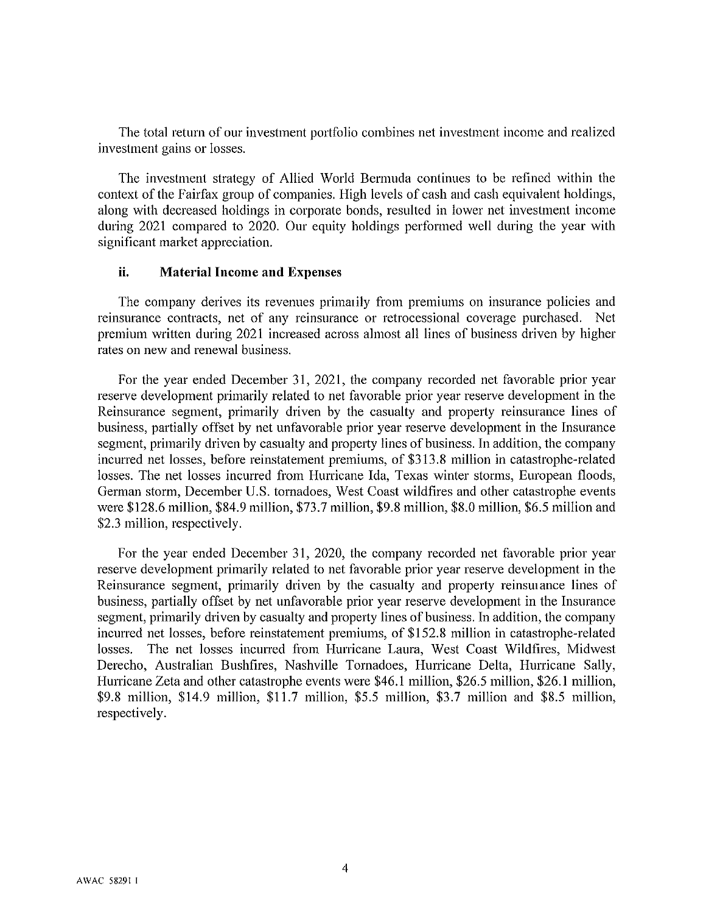The total return of our investment portfolio combines net investment income and realized investment gains or losses.

The investment strategy of Allied World Bermuda continues to be refined within the context of the Fairfax group of companies. High levels of cash and cash equivalent holdings, along with decreased holdings in corporate bonds, resulted in lower net investment income during 2021 compared to 2020. Our equity holdings performed well during the year with significant market appreciation.

### ii. Material Income and Expenses

The company derives its revenues primarily from premiums on insurance policies and reinsurance contracts, net of any reinsurance or retrocessional coverage purchased. Net premium written during 2021 increased across almost all lines of business driven by higher rates on new and renewal business.

For the year ended December 31, 2021, the company recorded net favorable prior year reserve development primarily related to net favorable prior year reserve development in the Reinsurance segment, primarily driven by the casualty and property reinsurance lines of business, partially offset by net unfavorable prior year reserve development in the Insurance segment, primarily driven by casualty and property lines of business. In addition, the company incurred net losses, before reinstatement premiums, of $313.8 million in catastrophe-related losses. The net losses incurred from Hurricane Ida, Texas winter storms, European floods, German storm, December U.S. tornadoes, West Coast wildfires and other catastrophe events were $128.6 million, $84.9 million, $73.7 million, $9.8 million, $8.0 million, $6.5 million and $2.3 million, respectively.

For the year ended December 31, 2020, the company recorded net favorable prior year reserve development primarily related to net favorable prior year reserve development in the Reinsurance segment, primarily driven by the casualty and property reinsurance lines of business, partially offset by net unfavorable prior year reserve development in the Insurance segment, primarily driven by casualty and property lines of business. In addition, the company incurred net losses, before reinstatement premiums, of $152.8 million in catastrophe-related losses. The net losses incurred from Hurricane Laura, West Coast Wildfires, Midwest Derecho, Australian Bushfires, Nashville Tornadoes, Hurricane Delta, Hurricane Sally, Hurricane Zeta and other catastrophe events were $46.1 million, $26.5 million, $26.1 million, $9.8 million, $14.9 million, $11.7 million, $5.5 million, $3.7 million and $8.5 million, respectively.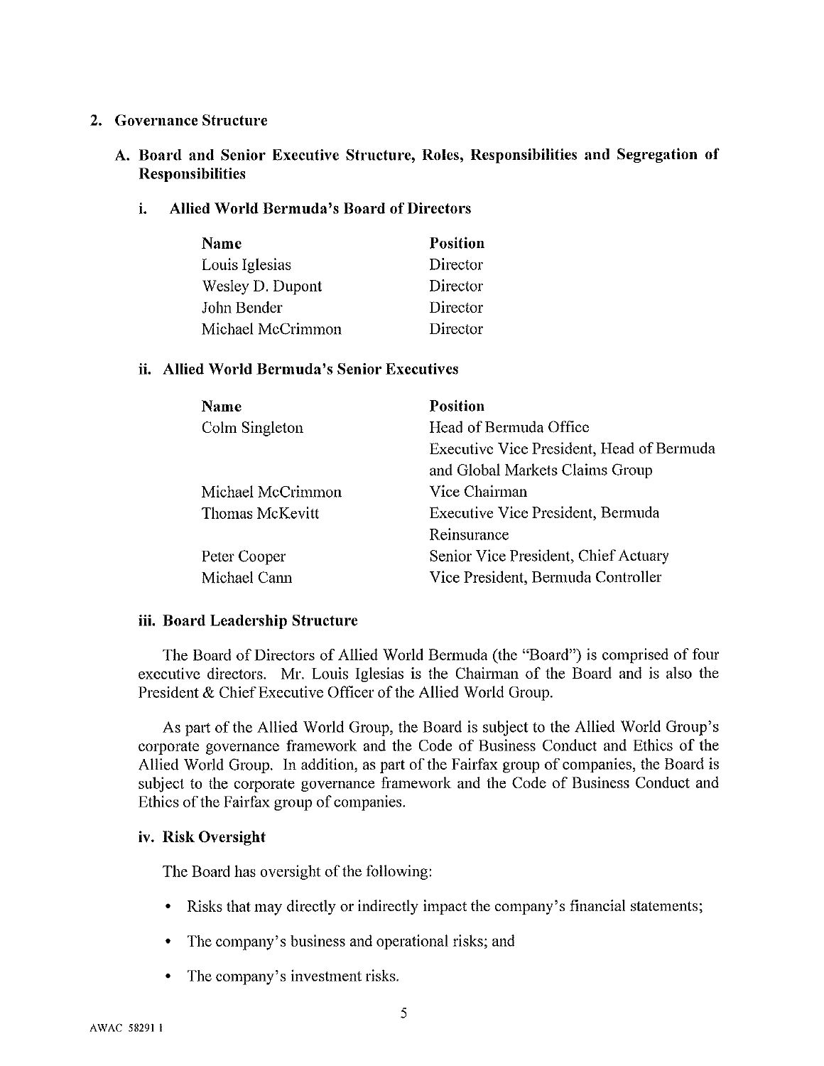## 2. Governance Structure

### A. Board and Senior Executive Structure, Roles, Responsibilities and Segregation of Responsibilities

#### i. Allied World Bermuda's Board of Directors

| Name | Position |
|---|---|
| Louis Iglesias | Director |
| Wesley D. Dupont | Director |
| John Bender | Director |
| Michael McCrimmon | Director |

#### ii. Allied World Bermuda's Senior Executives

| Name | Position |
|---|---|
| Colm Singleton | Head of Bermuda Office<br>Executive Vice President, Head of Bermuda and Global Markets Claims Group |
| Michael McCrimmon | Vice Chairman |
| Thomas McKevitt | Executive Vice President, Bermuda Reinsurance |
| Peter Cooper | Senior Vice President, Chief Actuary |
| Michael Cann | Vice President, Bermuda Controller |

#### iii. Board Leadership Structure

The Board of Directors of Allied World Bermuda (the "Board") is comprised of four executive directors. Mr. Louis Iglesias is the Chairman of the Board and is also the President & Chief Executive Officer of the Allied World Group.

As part of the Allied World Group, the Board is subject to the Allied World Group's corporate governance framework and the Code of Business Conduct and Ethics of the Allied World Group. In addition, as part of the Fairfax group of companies, the Board is subject to the corporate governance framework and the Code of Business Conduct and Ethics of the Fairfax group of companies.

#### iv. Risk Oversight

The Board has oversight of the following:

- Risks that may directly or indirectly impact the company's financial statements;
- The company's business and operational risks; and
- The company's investment risks.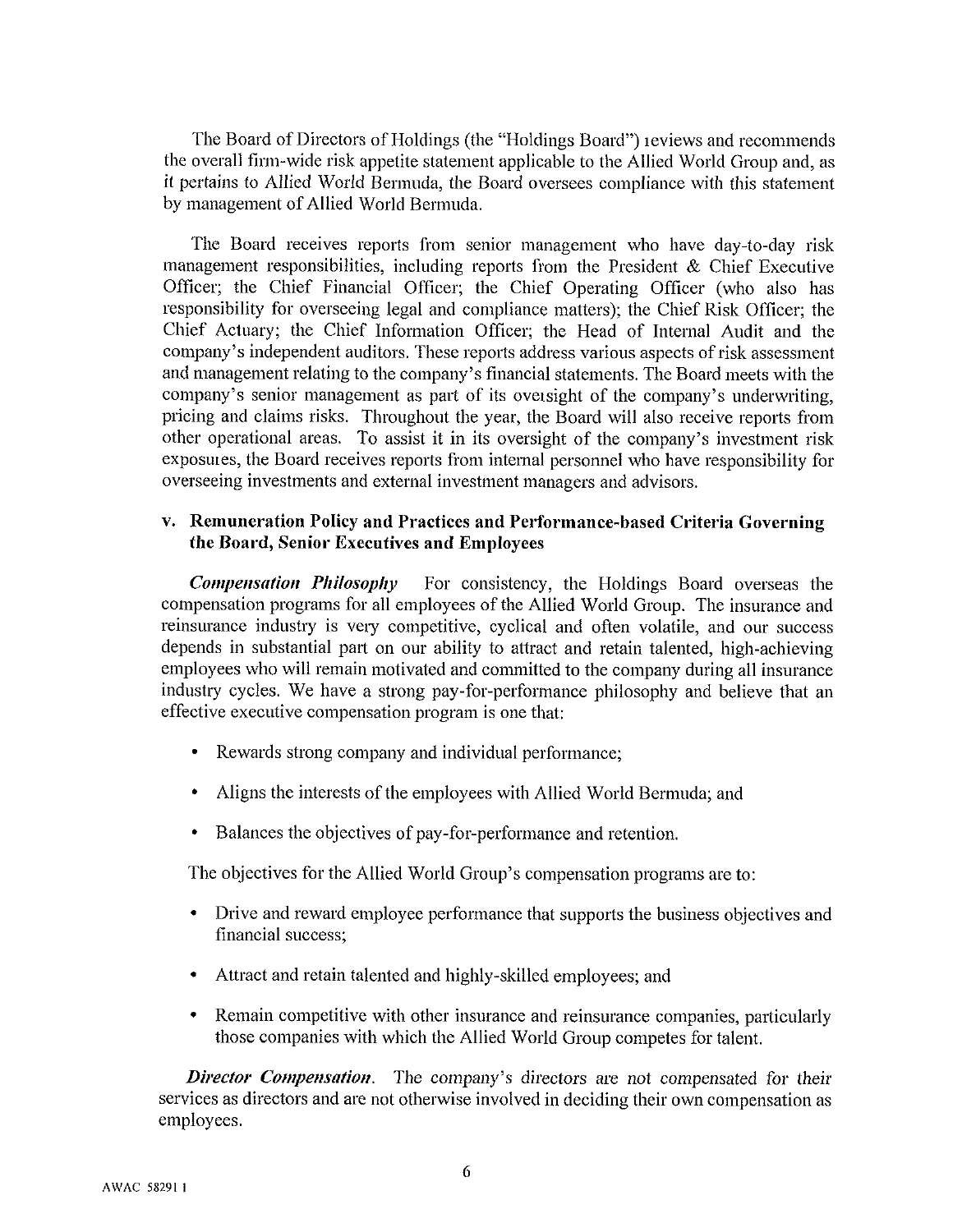The Board of Directors of Holdings (the "Holdings Board") reviews and recommends the overall firm-wide risk appetite statement applicable to the Allied World Group and, as it pertains to Allied World Bermuda, the Board oversees compliance with this statement by management of Allied World Bermuda.

The Board receives reports from senior management who have day-to-day risk management responsibilities, including reports from the President & Chief Executive Officer; the Chief Financial Officer; the Chief Operating Officer (who also has responsibility for overseeing legal and compliance matters); the Chief Risk Officer; the Chief Actuary; the Chief Information Officer; the Head of Internal Audit and the company's independent auditors. These reports address various aspects of risk assessment and management relating to the company's financial statements. The Board meets with the company's senior management as part of its oversight of the company's underwriting, pricing and claims risks. Throughout the year, the Board will also receive reports from other operational areas. To assist it in its oversight of the company's investment risk exposures, the Board receives reports from internal personnel who have responsibility for overseeing investments and external investment managers and advisors.

### v. Remuneration Policy and Practices and Performance-based Criteria Governing the Board, Senior Executives and Employees

***Compensation Philosophy*** For consistency, the Holdings Board overseas the compensation programs for all employees of the Allied World Group. The insurance and reinsurance industry is very competitive, cyclical and often volatile, and our success depends in substantial part on our ability to attract and retain talented, high-achieving employees who will remain motivated and committed to the company during all insurance industry cycles. We have a strong pay-for-performance philosophy and believe that an effective executive compensation program is one that:

- Rewards strong company and individual performance;
- Aligns the interests of the employees with Allied World Bermuda; and
- Balances the objectives of pay-for-performance and retention.

The objectives for the Allied World Group's compensation programs are to:

- Drive and reward employee performance that supports the business objectives and financial success;
- Attract and retain talented and highly-skilled employees; and
- Remain competitive with other insurance and reinsurance companies, particularly those companies with which the Allied World Group competes for talent.

***Director Compensation.*** The company's directors are not compensated for their services as directors and are not otherwise involved in deciding their own compensation as employees.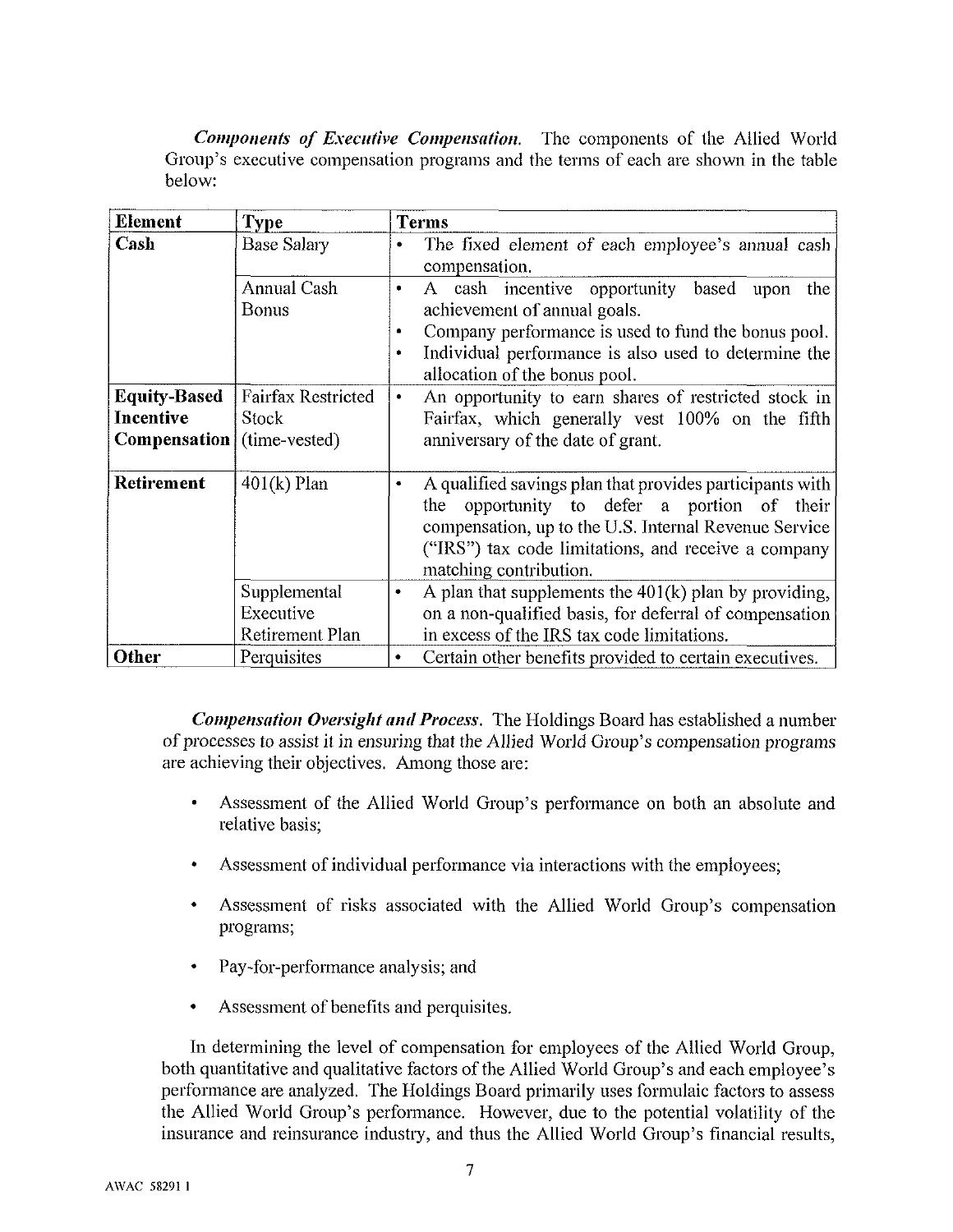***Components of Executive Compensation.*** The components of the Allied World Group's executive compensation programs and the terms of each are shown in the table below:

| Element | Type | Terms |
|---|---|---|
| **Cash** | Base Salary | • The fixed element of each employee's annual cash compensation. |
| | Annual Cash Bonus | • A cash incentive opportunity based upon the achievement of annual goals.<br>• Company performance is used to fund the bonus pool.<br>• Individual performance is also used to determine the allocation of the bonus pool. |
| **Equity-Based Incentive Compensation** | Fairfax Restricted Stock (time-vested) | • An opportunity to earn shares of restricted stock in Fairfax, which generally vest 100% on the fifth anniversary of the date of grant. |
| **Retirement** | 401(k) Plan | • A qualified savings plan that provides participants with the opportunity to defer a portion of their compensation, up to the U.S. Internal Revenue Service ("IRS") tax code limitations, and receive a company matching contribution. |
| | Supplemental Executive Retirement Plan | • A plan that supplements the 401(k) plan by providing, on a non-qualified basis, for deferral of compensation in excess of the IRS tax code limitations. |
| **Other** | Perquisites | • Certain other benefits provided to certain executives. |

***Compensation Oversight and Process.*** The Holdings Board has established a number of processes to assist it in ensuring that the Allied World Group's compensation programs are achieving their objectives. Among those are:

- Assessment of the Allied World Group's performance on both an absolute and relative basis;
- Assessment of individual performance via interactions with the employees;
- Assessment of risks associated with the Allied World Group's compensation programs;
- Pay-for-performance analysis; and
- Assessment of benefits and perquisites.

In determining the level of compensation for employees of the Allied World Group, both quantitative and qualitative factors of the Allied World Group's and each employee's performance are analyzed. The Holdings Board primarily uses formulaic factors to assess the Allied World Group's performance. However, due to the potential volatility of the insurance and reinsurance industry, and thus the Allied World Group's financial results,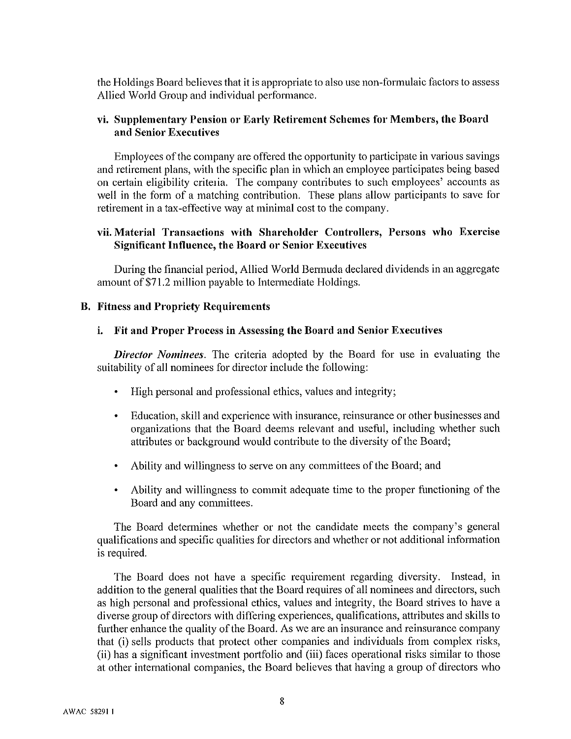the Holdings Board believes that it is appropriate to also use non-formulaic factors to assess Allied World Group and individual performance.

### vi. Supplementary Pension or Early Retirement Schemes for Members, the Board and Senior Executives

Employees of the company are offered the opportunity to participate in various savings and retirement plans, with the specific plan in which an employee participates being based on certain eligibility criteria. The company contributes to such employees' accounts as well in the form of a matching contribution. These plans allow participants to save for retirement in a tax-effective way at minimal cost to the company.

### vii. Material Transactions with Shareholder Controllers, Persons who Exercise Significant Influence, the Board or Senior Executives

During the financial period, Allied World Bermuda declared dividends in an aggregate amount of $71.2 million payable to Intermediate Holdings.

## B. Fitness and Propriety Requirements

### i. Fit and Proper Process in Assessing the Board and Senior Executives

***Director Nominees***. The criteria adopted by the Board for use in evaluating the suitability of all nominees for director include the following:

- High personal and professional ethics, values and integrity;
- Education, skill and experience with insurance, reinsurance or other businesses and organizations that the Board deems relevant and useful, including whether such attributes or background would contribute to the diversity of the Board;
- Ability and willingness to serve on any committees of the Board; and
- Ability and willingness to commit adequate time to the proper functioning of the Board and any committees.

The Board determines whether or not the candidate meets the company's general qualifications and specific qualities for directors and whether or not additional information is required.

The Board does not have a specific requirement regarding diversity. Instead, in addition to the general qualities that the Board requires of all nominees and directors, such as high personal and professional ethics, values and integrity, the Board strives to have a diverse group of directors with differing experiences, qualifications, attributes and skills to further enhance the quality of the Board. As we are an insurance and reinsurance company that (i) sells products that protect other companies and individuals from complex risks, (ii) has a significant investment portfolio and (iii) faces operational risks similar to those at other international companies, the Board believes that having a group of directors who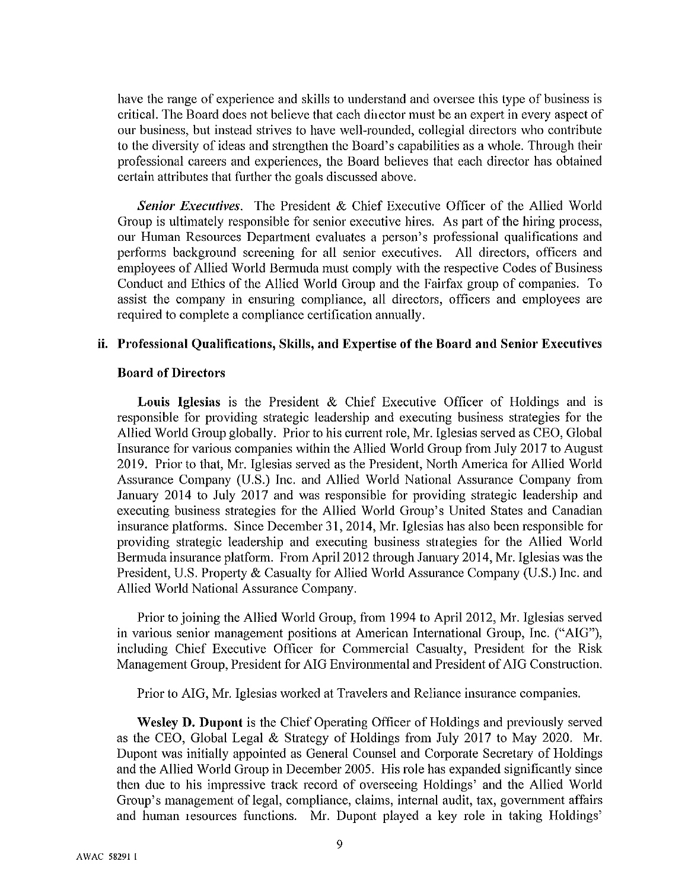have the range of experience and skills to understand and oversee this type of business is critical. The Board does not believe that each director must be an expert in every aspect of our business, but instead strives to have well-rounded, collegial directors who contribute to the diversity of ideas and strengthen the Board's capabilities as a whole. Through their professional careers and experiences, the Board believes that each director has obtained certain attributes that further the goals discussed above.

***Senior Executives.*** The President & Chief Executive Officer of the Allied World Group is ultimately responsible for senior executive hires. As part of the hiring process, our Human Resources Department evaluates a person's professional qualifications and performs background screening for all senior executives. All directors, officers and employees of Allied World Bermuda must comply with the respective Codes of Business Conduct and Ethics of the Allied World Group and the Fairfax group of companies. To assist the company in ensuring compliance, all directors, officers and employees are required to complete a compliance certification annually.

**ii. Professional Qualifications, Skills, and Expertise of the Board and Senior Executives**

**Board of Directors**

**Louis Iglesias** is the President & Chief Executive Officer of Holdings and is responsible for providing strategic leadership and executing business strategies for the Allied World Group globally. Prior to his current role, Mr. Iglesias served as CEO, Global Insurance for various companies within the Allied World Group from July 2017 to August 2019. Prior to that, Mr. Iglesias served as the President, North America for Allied World Assurance Company (U.S.) Inc. and Allied World National Assurance Company from January 2014 to July 2017 and was responsible for providing strategic leadership and executing business strategies for the Allied World Group's United States and Canadian insurance platforms. Since December 31, 2014, Mr. Iglesias has also been responsible for providing strategic leadership and executing business strategies for the Allied World Bermuda insurance platform. From April 2012 through January 2014, Mr. Iglesias was the President, U.S. Property & Casualty for Allied World Assurance Company (U.S.) Inc. and Allied World National Assurance Company.

Prior to joining the Allied World Group, from 1994 to April 2012, Mr. Iglesias served in various senior management positions at American International Group, Inc. ("AIG"), including Chief Executive Officer for Commercial Casualty, President for the Risk Management Group, President for AIG Environmental and President of AIG Construction.

Prior to AIG, Mr. Iglesias worked at Travelers and Reliance insurance companies.

**Wesley D. Dupont** is the Chief Operating Officer of Holdings and previously served as the CEO, Global Legal & Strategy of Holdings from July 2017 to May 2020. Mr. Dupont was initially appointed as General Counsel and Corporate Secretary of Holdings and the Allied World Group in December 2005. His role has expanded significantly since then due to his impressive track record of overseeing Holdings' and the Allied World Group's management of legal, compliance, claims, internal audit, tax, government affairs and human resources functions. Mr. Dupont played a key role in taking Holdings'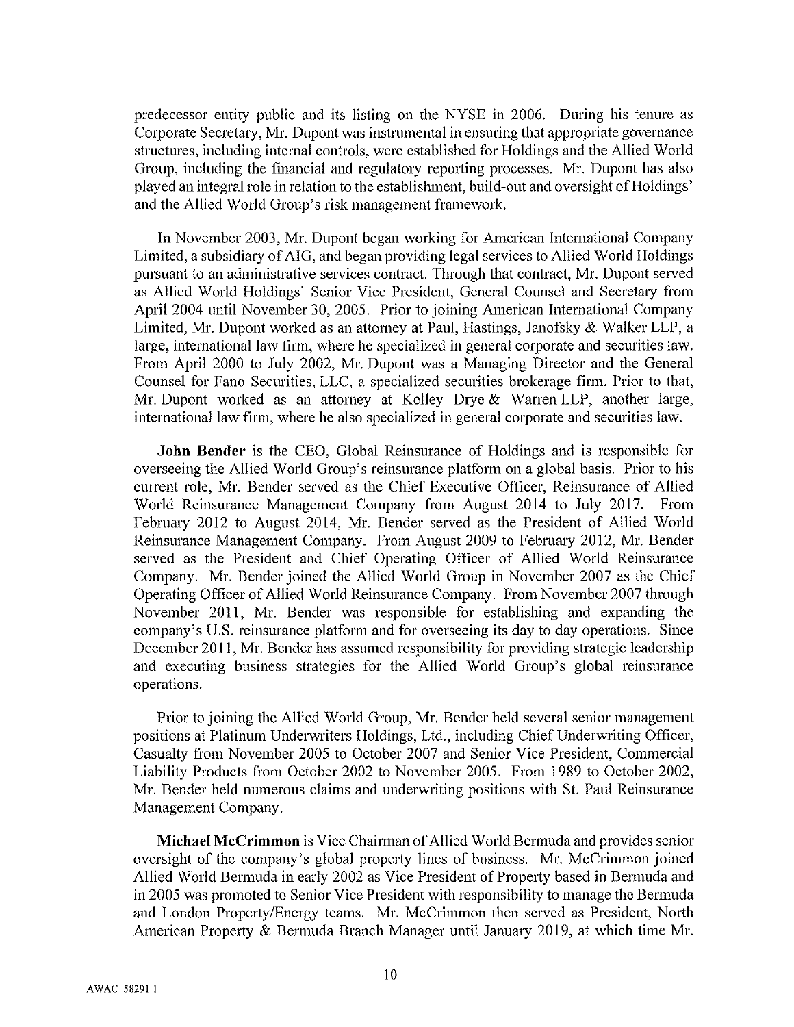predecessor entity public and its listing on the NYSE in 2006. During his tenure as Corporate Secretary, Mr. Dupont was instrumental in ensuring that appropriate governance structures, including internal controls, were established for Holdings and the Allied World Group, including the financial and regulatory reporting processes. Mr. Dupont has also played an integral role in relation to the establishment, build-out and oversight of Holdings' and the Allied World Group's risk management framework.

In November 2003, Mr. Dupont began working for American International Company Limited, a subsidiary of AIG, and began providing legal services to Allied World Holdings pursuant to an administrative services contract. Through that contract, Mr. Dupont served as Allied World Holdings' Senior Vice President, General Counsel and Secretary from April 2004 until November 30, 2005. Prior to joining American International Company Limited, Mr. Dupont worked as an attorney at Paul, Hastings, Janofsky & Walker LLP, a large, international law firm, where he specialized in general corporate and securities law. From April 2000 to July 2002, Mr. Dupont was a Managing Director and the General Counsel for Fano Securities, LLC, a specialized securities brokerage firm. Prior to that, Mr. Dupont worked as an attorney at Kelley Drye & Warren LLP, another large, international law firm, where he also specialized in general corporate and securities law.

**John Bender** is the CEO, Global Reinsurance of Holdings and is responsible for overseeing the Allied World Group's reinsurance platform on a global basis. Prior to his current role, Mr. Bender served as the Chief Executive Officer, Reinsurance of Allied World Reinsurance Management Company from August 2014 to July 2017. From February 2012 to August 2014, Mr. Bender served as the President of Allied World Reinsurance Management Company. From August 2009 to February 2012, Mr. Bender served as the President and Chief Operating Officer of Allied World Reinsurance Company. Mr. Bender joined the Allied World Group in November 2007 as the Chief Operating Officer of Allied World Reinsurance Company. From November 2007 through November 2011, Mr. Bender was responsible for establishing and expanding the company's U.S. reinsurance platform and for overseeing its day to day operations. Since December 2011, Mr. Bender has assumed responsibility for providing strategic leadership and executing business strategies for the Allied World Group's global reinsurance operations.

Prior to joining the Allied World Group, Mr. Bender held several senior management positions at Platinum Underwriters Holdings, Ltd., including Chief Underwriting Officer, Casualty from November 2005 to October 2007 and Senior Vice President, Commercial Liability Products from October 2002 to November 2005. From 1989 to October 2002, Mr. Bender held numerous claims and underwriting positions with St. Paul Reinsurance Management Company.

**Michael McCrimmon** is Vice Chairman of Allied World Bermuda and provides senior oversight of the company's global property lines of business. Mr. McCrimmon joined Allied World Bermuda in early 2002 as Vice President of Property based in Bermuda and in 2005 was promoted to Senior Vice President with responsibility to manage the Bermuda and London Property/Energy teams. Mr. McCrimmon then served as President, North American Property & Bermuda Branch Manager until January 2019, at which time Mr.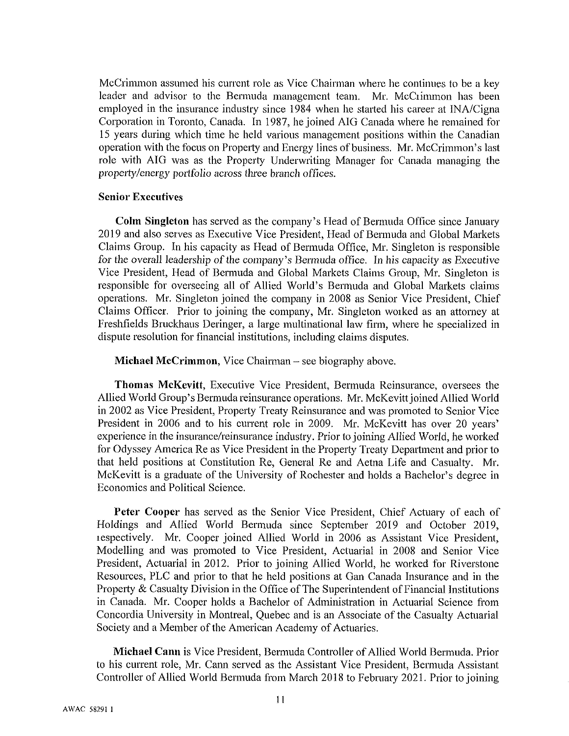McCrimmon assumed his current role as Vice Chairman where he continues to be a key leader and advisor to the Bermuda management team. Mr. McCrimmon has been employed in the insurance industry since 1984 when he started his career at INA/Cigna Corporation in Toronto, Canada. In 1987, he joined AIG Canada where he remained for 15 years during which time he held various management positions within the Canadian operation with the focus on Property and Energy lines of business. Mr. McCrimmon's last role with AIG was as the Property Underwriting Manager for Canada managing the property/energy portfolio across three branch offices.

**Senior Executives**

**Colm Singleton** has served as the company's Head of Bermuda Office since January 2019 and also serves as Executive Vice President, Head of Bermuda and Global Markets Claims Group. In his capacity as Head of Bermuda Office, Mr. Singleton is responsible for the overall leadership of the company's Bermuda office. In his capacity as Executive Vice President, Head of Bermuda and Global Markets Claims Group, Mr. Singleton is responsible for overseeing all of Allied World's Bermuda and Global Markets claims operations. Mr. Singleton joined the company in 2008 as Senior Vice President, Chief Claims Officer. Prior to joining the company, Mr. Singleton worked as an attorney at Freshfields Bruckhaus Deringer, a large multinational law firm, where he specialized in dispute resolution for financial institutions, including claims disputes.

**Michael McCrimmon**, Vice Chairman – see biography above.

**Thomas McKevitt**, Executive Vice President, Bermuda Reinsurance, oversees the Allied World Group's Bermuda reinsurance operations. Mr. McKevitt joined Allied World in 2002 as Vice President, Property Treaty Reinsurance and was promoted to Senior Vice President in 2006 and to his current role in 2009. Mr. McKevitt has over 20 years' experience in the insurance/reinsurance industry. Prior to joining Allied World, he worked for Odyssey America Re as Vice President in the Property Treaty Department and prior to that held positions at Constitution Re, General Re and Aetna Life and Casualty. Mr. McKevitt is a graduate of the University of Rochester and holds a Bachelor's degree in Economics and Political Science.

**Peter Cooper** has served as the Senior Vice President, Chief Actuary of each of Holdings and Allied World Bermuda since September 2019 and October 2019, respectively. Mr. Cooper joined Allied World in 2006 as Assistant Vice President, Modelling and was promoted to Vice President, Actuarial in 2008 and Senior Vice President, Actuarial in 2012. Prior to joining Allied World, he worked for Riverstone Resources, PLC and prior to that he held positions at Gan Canada Insurance and in the Property & Casualty Division in the Office of The Superintendent of Financial Institutions in Canada. Mr. Cooper holds a Bachelor of Administration in Actuarial Science from Concordia University in Montreal, Quebec and is an Associate of the Casualty Actuarial Society and a Member of the American Academy of Actuaries.

**Michael Cann** is Vice President, Bermuda Controller of Allied World Bermuda. Prior to his current role, Mr. Cann served as the Assistant Vice President, Bermuda Assistant Controller of Allied World Bermuda from March 2018 to February 2021. Prior to joining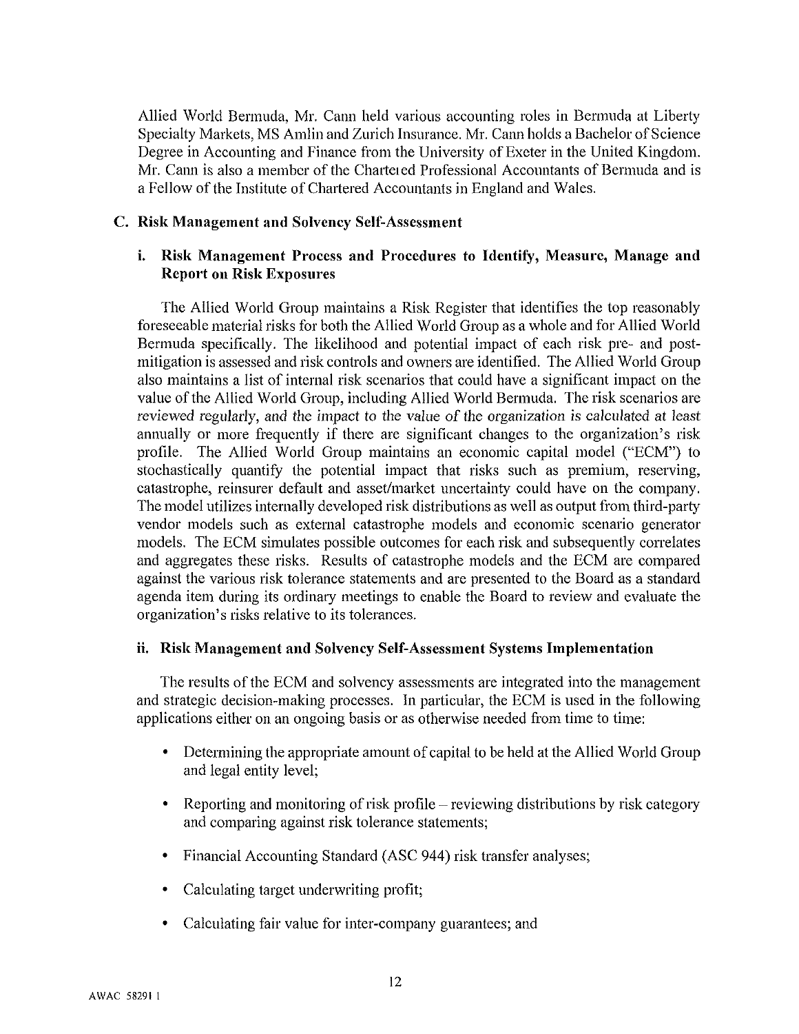Allied World Bermuda, Mr. Cann held various accounting roles in Bermuda at Liberty Specialty Markets, MS Amlin and Zurich Insurance. Mr. Cann holds a Bachelor of Science Degree in Accounting and Finance from the University of Exeter in the United Kingdom. Mr. Cann is also a member of the Chartered Professional Accountants of Bermuda and is a Fellow of the Institute of Chartered Accountants in England and Wales.

## C. Risk Management and Solvency Self-Assessment

### i. Risk Management Process and Procedures to Identify, Measure, Manage and Report on Risk Exposures

The Allied World Group maintains a Risk Register that identifies the top reasonably foreseeable material risks for both the Allied World Group as a whole and for Allied World Bermuda specifically. The likelihood and potential impact of each risk pre- and post-mitigation is assessed and risk controls and owners are identified. The Allied World Group also maintains a list of internal risk scenarios that could have a significant impact on the value of the Allied World Group, including Allied World Bermuda. The risk scenarios are reviewed regularly, and the impact to the value of the organization is calculated at least annually or more frequently if there are significant changes to the organization's risk profile. The Allied World Group maintains an economic capital model ("ECM") to stochastically quantify the potential impact that risks such as premium, reserving, catastrophe, reinsurer default and asset/market uncertainty could have on the company. The model utilizes internally developed risk distributions as well as output from third-party vendor models such as external catastrophe models and economic scenario generator models. The ECM simulates possible outcomes for each risk and subsequently correlates and aggregates these risks. Results of catastrophe models and the ECM are compared against the various risk tolerance statements and are presented to the Board as a standard agenda item during its ordinary meetings to enable the Board to review and evaluate the organization's risks relative to its tolerances.

### ii. Risk Management and Solvency Self-Assessment Systems Implementation

The results of the ECM and solvency assessments are integrated into the management and strategic decision-making processes. In particular, the ECM is used in the following applications either on an ongoing basis or as otherwise needed from time to time:

- Determining the appropriate amount of capital to be held at the Allied World Group and legal entity level;
- Reporting and monitoring of risk profile – reviewing distributions by risk category and comparing against risk tolerance statements;
- Financial Accounting Standard (ASC 944) risk transfer analyses;
- Calculating target underwriting profit;
- Calculating fair value for inter-company guarantees; and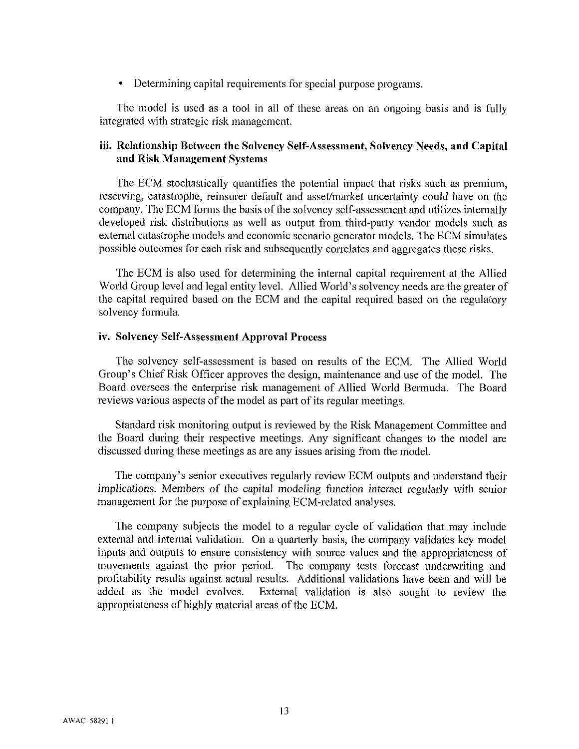- Determining capital requirements for special purpose programs.

The model is used as a tool in all of these areas on an ongoing basis and is fully integrated with strategic risk management.

### iii. Relationship Between the Solvency Self-Assessment, Solvency Needs, and Capital and Risk Management Systems

The ECM stochastically quantifies the potential impact that risks such as premium, reserving, catastrophe, reinsurer default and asset/market uncertainty could have on the company. The ECM forms the basis of the solvency self-assessment and utilizes internally developed risk distributions as well as output from third-party vendor models such as external catastrophe models and economic scenario generator models. The ECM simulates possible outcomes for each risk and subsequently correlates and aggregates these risks.

The ECM is also used for determining the internal capital requirement at the Allied World Group level and legal entity level. Allied World's solvency needs are the greater of the capital required based on the ECM and the capital required based on the regulatory solvency formula.

### iv. Solvency Self-Assessment Approval Process

The solvency self-assessment is based on results of the ECM. The Allied World Group's Chief Risk Officer approves the design, maintenance and use of the model. The Board oversees the enterprise risk management of Allied World Bermuda. The Board reviews various aspects of the model as part of its regular meetings.

Standard risk monitoring output is reviewed by the Risk Management Committee and the Board during their respective meetings. Any significant changes to the model are discussed during these meetings as are any issues arising from the model.

The company's senior executives regularly review ECM outputs and understand their implications. Members of the capital modeling function interact regularly with senior management for the purpose of explaining ECM-related analyses.

The company subjects the model to a regular cycle of validation that may include external and internal validation. On a quarterly basis, the company validates key model inputs and outputs to ensure consistency with source values and the appropriateness of movements against the prior period. The company tests forecast underwriting and profitability results against actual results. Additional validations have been and will be added as the model evolves. External validation is also sought to review the appropriateness of highly material areas of the ECM.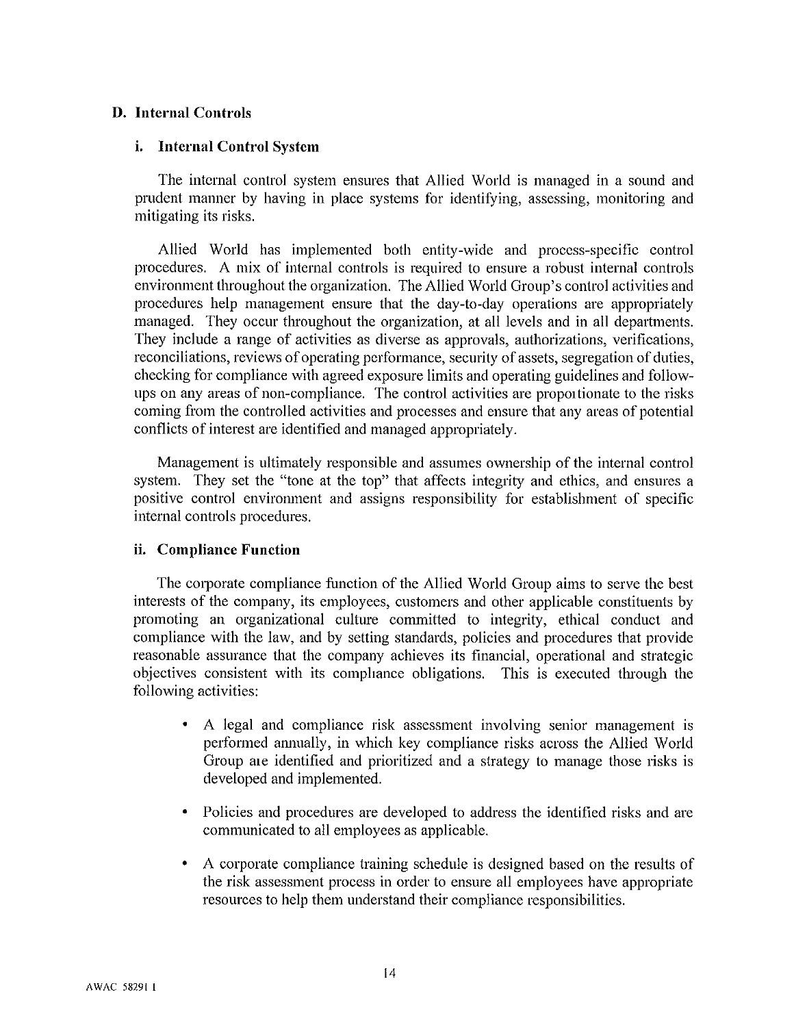## D. Internal Controls

### i. Internal Control System

The internal control system ensures that Allied World is managed in a sound and prudent manner by having in place systems for identifying, assessing, monitoring and mitigating its risks.

Allied World has implemented both entity-wide and process-specific control procedures. A mix of internal controls is required to ensure a robust internal controls environment throughout the organization. The Allied World Group's control activities and procedures help management ensure that the day-to-day operations are appropriately managed. They occur throughout the organization, at all levels and in all departments. They include a range of activities as diverse as approvals, authorizations, verifications, reconciliations, reviews of operating performance, security of assets, segregation of duties, checking for compliance with agreed exposure limits and operating guidelines and follow-ups on any areas of non-compliance. The control activities are proportionate to the risks coming from the controlled activities and processes and ensure that any areas of potential conflicts of interest are identified and managed appropriately.

Management is ultimately responsible and assumes ownership of the internal control system. They set the "tone at the top" that affects integrity and ethics, and ensures a positive control environment and assigns responsibility for establishment of specific internal controls procedures.

### ii. Compliance Function

The corporate compliance function of the Allied World Group aims to serve the best interests of the company, its employees, customers and other applicable constituents by promoting an organizational culture committed to integrity, ethical conduct and compliance with the law, and by setting standards, policies and procedures that provide reasonable assurance that the company achieves its financial, operational and strategic objectives consistent with its compliance obligations. This is executed through the following activities:

- A legal and compliance risk assessment involving senior management is performed annually, in which key compliance risks across the Allied World Group are identified and prioritized and a strategy to manage those risks is developed and implemented.
- Policies and procedures are developed to address the identified risks and are communicated to all employees as applicable.
- A corporate compliance training schedule is designed based on the results of the risk assessment process in order to ensure all employees have appropriate resources to help them understand their compliance responsibilities.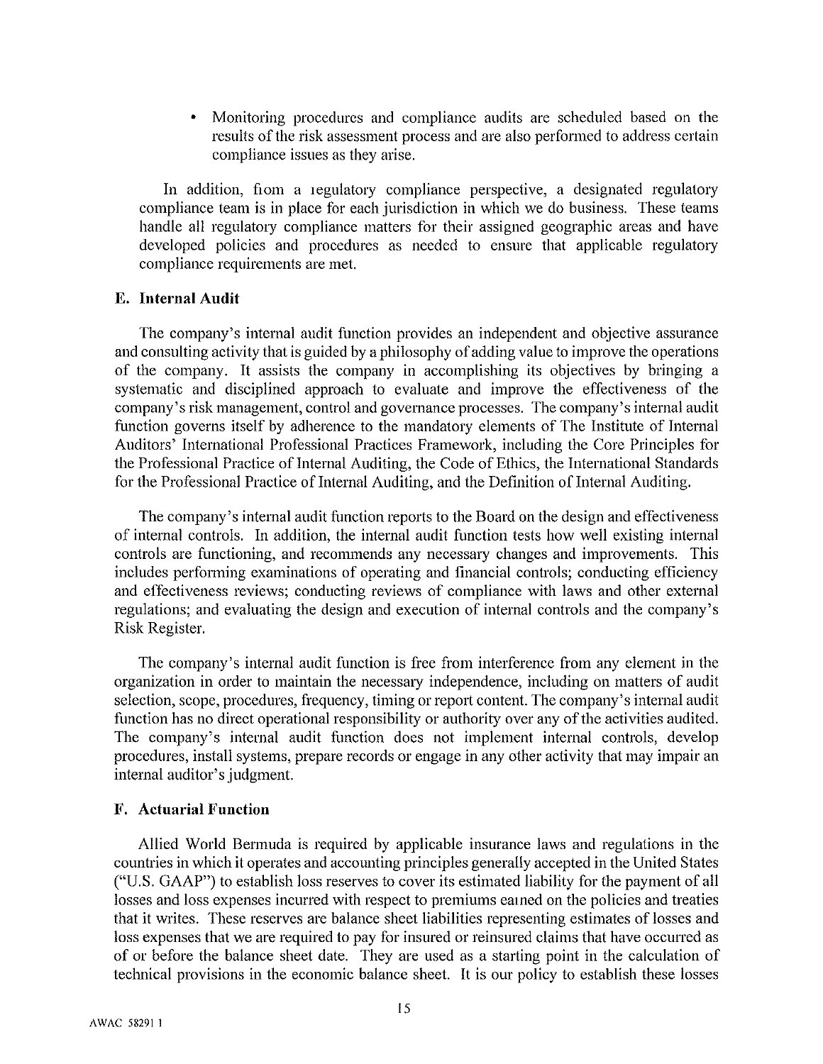- Monitoring procedures and compliance audits are scheduled based on the results of the risk assessment process and are also performed to address certain compliance issues as they arise.

In addition, from a regulatory compliance perspective, a designated regulatory compliance team is in place for each jurisdiction in which we do business. These teams handle all regulatory compliance matters for their assigned geographic areas and have developed policies and procedures as needed to ensure that applicable regulatory compliance requirements are met.

### E. Internal Audit

The company's internal audit function provides an independent and objective assurance and consulting activity that is guided by a philosophy of adding value to improve the operations of the company. It assists the company in accomplishing its objectives by bringing a systematic and disciplined approach to evaluate and improve the effectiveness of the company's risk management, control and governance processes. The company's internal audit function governs itself by adherence to the mandatory elements of The Institute of Internal Auditors' International Professional Practices Framework, including the Core Principles for the Professional Practice of Internal Auditing, the Code of Ethics, the International Standards for the Professional Practice of Internal Auditing, and the Definition of Internal Auditing.

The company's internal audit function reports to the Board on the design and effectiveness of internal controls. In addition, the internal audit function tests how well existing internal controls are functioning, and recommends any necessary changes and improvements. This includes performing examinations of operating and financial controls; conducting efficiency and effectiveness reviews; conducting reviews of compliance with laws and other external regulations; and evaluating the design and execution of internal controls and the company's Risk Register.

The company's internal audit function is free from interference from any element in the organization in order to maintain the necessary independence, including on matters of audit selection, scope, procedures, frequency, timing or report content. The company's internal audit function has no direct operational responsibility or authority over any of the activities audited. The company's internal audit function does not implement internal controls, develop procedures, install systems, prepare records or engage in any other activity that may impair an internal auditor's judgment.

### F. Actuarial Function

Allied World Bermuda is required by applicable insurance laws and regulations in the countries in which it operates and accounting principles generally accepted in the United States ("U.S. GAAP") to establish loss reserves to cover its estimated liability for the payment of all losses and loss expenses incurred with respect to premiums earned on the policies and treaties that it writes. These reserves are balance sheet liabilities representing estimates of losses and loss expenses that we are required to pay for insured or reinsured claims that have occurred as of or before the balance sheet date. They are used as a starting point in the calculation of technical provisions in the economic balance sheet. It is our policy to establish these losses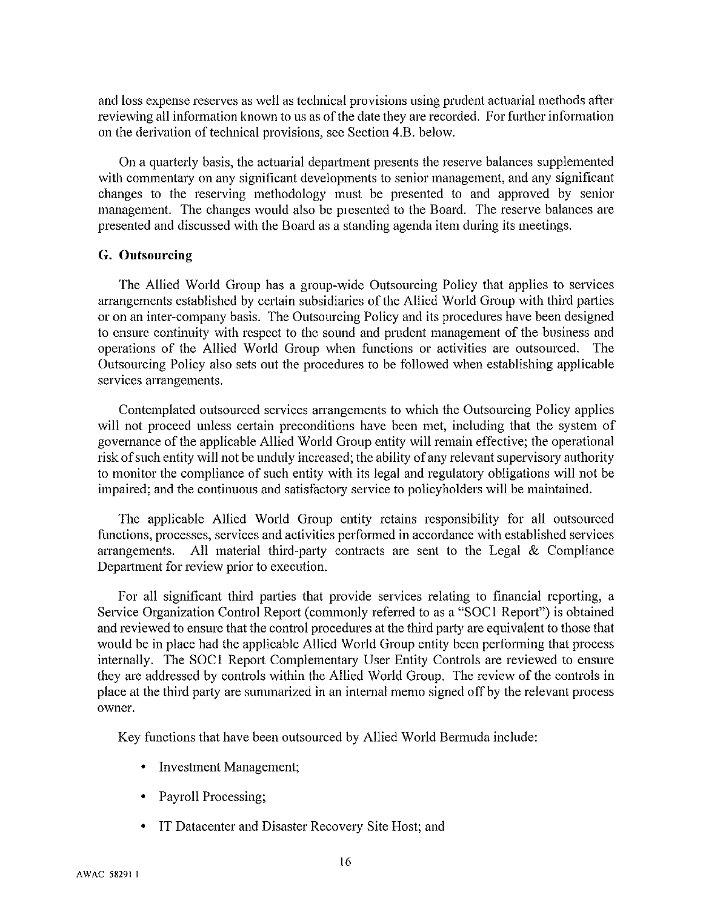and loss expense reserves as well as technical provisions using prudent actuarial methods after reviewing all information known to us as of the date they are recorded. For further information on the derivation of technical provisions, see Section 4.B. below.

On a quarterly basis, the actuarial department presents the reserve balances supplemented with commentary on any significant developments to senior management, and any significant changes to the reserving methodology must be presented to and approved by senior management. The changes would also be presented to the Board. The reserve balances are presented and discussed with the Board as a standing agenda item during its meetings.

### G. Outsourcing

The Allied World Group has a group-wide Outsourcing Policy that applies to services arrangements established by certain subsidiaries of the Allied World Group with third parties or on an inter-company basis. The Outsourcing Policy and its procedures have been designed to ensure continuity with respect to the sound and prudent management of the business and operations of the Allied World Group when functions or activities are outsourced. The Outsourcing Policy also sets out the procedures to be followed when establishing applicable services arrangements.

Contemplated outsourced services arrangements to which the Outsourcing Policy applies will not proceed unless certain preconditions have been met, including that the system of governance of the applicable Allied World Group entity will remain effective; the operational risk of such entity will not be unduly increased; the ability of any relevant supervisory authority to monitor the compliance of such entity with its legal and regulatory obligations will not be impaired; and the continuous and satisfactory service to policyholders will be maintained.

The applicable Allied World Group entity retains responsibility for all outsourced functions, processes, services and activities performed in accordance with established services arrangements. All material third-party contracts are sent to the Legal & Compliance Department for review prior to execution.

For all significant third parties that provide services relating to financial reporting, a Service Organization Control Report (commonly referred to as a "SOC1 Report") is obtained and reviewed to ensure that the control procedures at the third party are equivalent to those that would be in place had the applicable Allied World Group entity been performing that process internally. The SOC1 Report Complementary User Entity Controls are reviewed to ensure they are addressed by controls within the Allied World Group. The review of the controls in place at the third party are summarized in an internal memo signed off by the relevant process owner.

Key functions that have been outsourced by Allied World Bermuda include:

- Investment Management;
- Payroll Processing;
- IT Datacenter and Disaster Recovery Site Host; and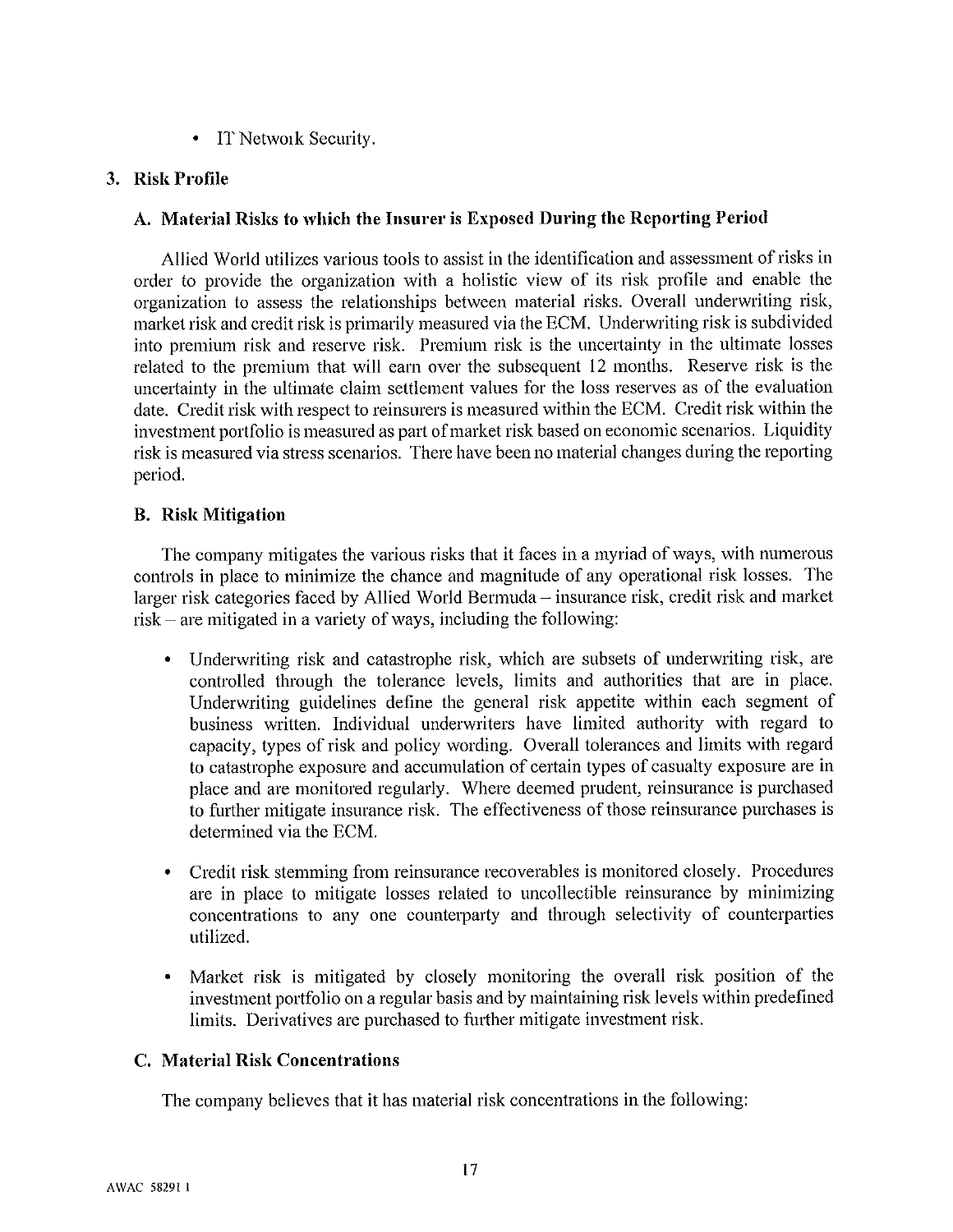- IT Network Security.

## 3. Risk Profile

### A. Material Risks to which the Insurer is Exposed During the Reporting Period

Allied World utilizes various tools to assist in the identification and assessment of risks in order to provide the organization with a holistic view of its risk profile and enable the organization to assess the relationships between material risks. Overall underwriting risk, market risk and credit risk is primarily measured via the ECM. Underwriting risk is subdivided into premium risk and reserve risk. Premium risk is the uncertainty in the ultimate losses related to the premium that will earn over the subsequent 12 months. Reserve risk is the uncertainty in the ultimate claim settlement values for the loss reserves as of the evaluation date. Credit risk with respect to reinsurers is measured within the ECM. Credit risk within the investment portfolio is measured as part of market risk based on economic scenarios. Liquidity risk is measured via stress scenarios. There have been no material changes during the reporting period.

### B. Risk Mitigation

The company mitigates the various risks that it faces in a myriad of ways, with numerous controls in place to minimize the chance and magnitude of any operational risk losses. The larger risk categories faced by Allied World Bermuda – insurance risk, credit risk and market risk – are mitigated in a variety of ways, including the following:

- Underwriting risk and catastrophe risk, which are subsets of underwriting risk, are controlled through the tolerance levels, limits and authorities that are in place. Underwriting guidelines define the general risk appetite within each segment of business written. Individual underwriters have limited authority with regard to capacity, types of risk and policy wording. Overall tolerances and limits with regard to catastrophe exposure and accumulation of certain types of casualty exposure are in place and are monitored regularly. Where deemed prudent, reinsurance is purchased to further mitigate insurance risk. The effectiveness of those reinsurance purchases is determined via the ECM.

- Credit risk stemming from reinsurance recoverables is monitored closely. Procedures are in place to mitigate losses related to uncollectible reinsurance by minimizing concentrations to any one counterparty and through selectivity of counterparties utilized.

- Market risk is mitigated by closely monitoring the overall risk position of the investment portfolio on a regular basis and by maintaining risk levels within predefined limits. Derivatives are purchased to further mitigate investment risk.

### C. Material Risk Concentrations

The company believes that it has material risk concentrations in the following: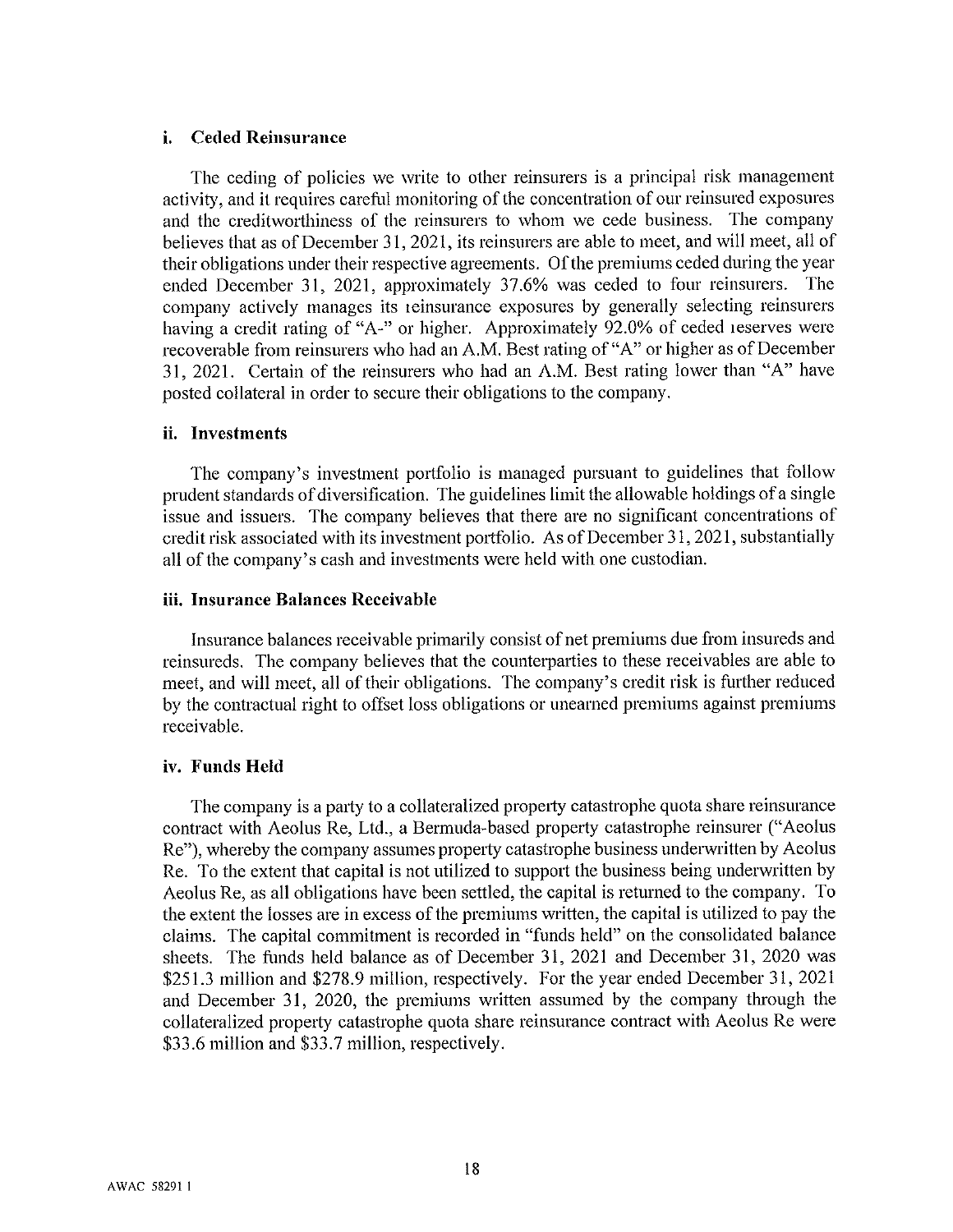### i. Ceded Reinsurance

The ceding of policies we write to other reinsurers is a principal risk management activity, and it requires careful monitoring of the concentration of our reinsured exposures and the creditworthiness of the reinsurers to whom we cede business. The company believes that as of December 31, 2021, its reinsurers are able to meet, and will meet, all of their obligations under their respective agreements. Of the premiums ceded during the year ended December 31, 2021, approximately 37.6% was ceded to four reinsurers. The company actively manages its reinsurance exposures by generally selecting reinsurers having a credit rating of "A-" or higher. Approximately 92.0% of ceded reserves were recoverable from reinsurers who had an A.M. Best rating of "A" or higher as of December 31, 2021. Certain of the reinsurers who had an A.M. Best rating lower than "A" have posted collateral in order to secure their obligations to the company.

### ii. Investments

The company's investment portfolio is managed pursuant to guidelines that follow prudent standards of diversification. The guidelines limit the allowable holdings of a single issue and issuers. The company believes that there are no significant concentrations of credit risk associated with its investment portfolio. As of December 31, 2021, substantially all of the company's cash and investments were held with one custodian.

### iii. Insurance Balances Receivable

Insurance balances receivable primarily consist of net premiums due from insureds and reinsureds. The company believes that the counterparties to these receivables are able to meet, and will meet, all of their obligations. The company's credit risk is further reduced by the contractual right to offset loss obligations or unearned premiums against premiums receivable.

### iv. Funds Held

The company is a party to a collateralized property catastrophe quota share reinsurance contract with Aeolus Re, Ltd., a Bermuda-based property catastrophe reinsurer ("Aeolus Re"), whereby the company assumes property catastrophe business underwritten by Aeolus Re. To the extent that capital is not utilized to support the business being underwritten by Aeolus Re, as all obligations have been settled, the capital is returned to the company. To the extent the losses are in excess of the premiums written, the capital is utilized to pay the claims. The capital commitment is recorded in "funds held" on the consolidated balance sheets. The funds held balance as of December 31, 2021 and December 31, 2020 was $251.3 million and $278.9 million, respectively. For the year ended December 31, 2021 and December 31, 2020, the premiums written assumed by the company through the collateralized property catastrophe quota share reinsurance contract with Aeolus Re were $33.6 million and $33.7 million, respectively.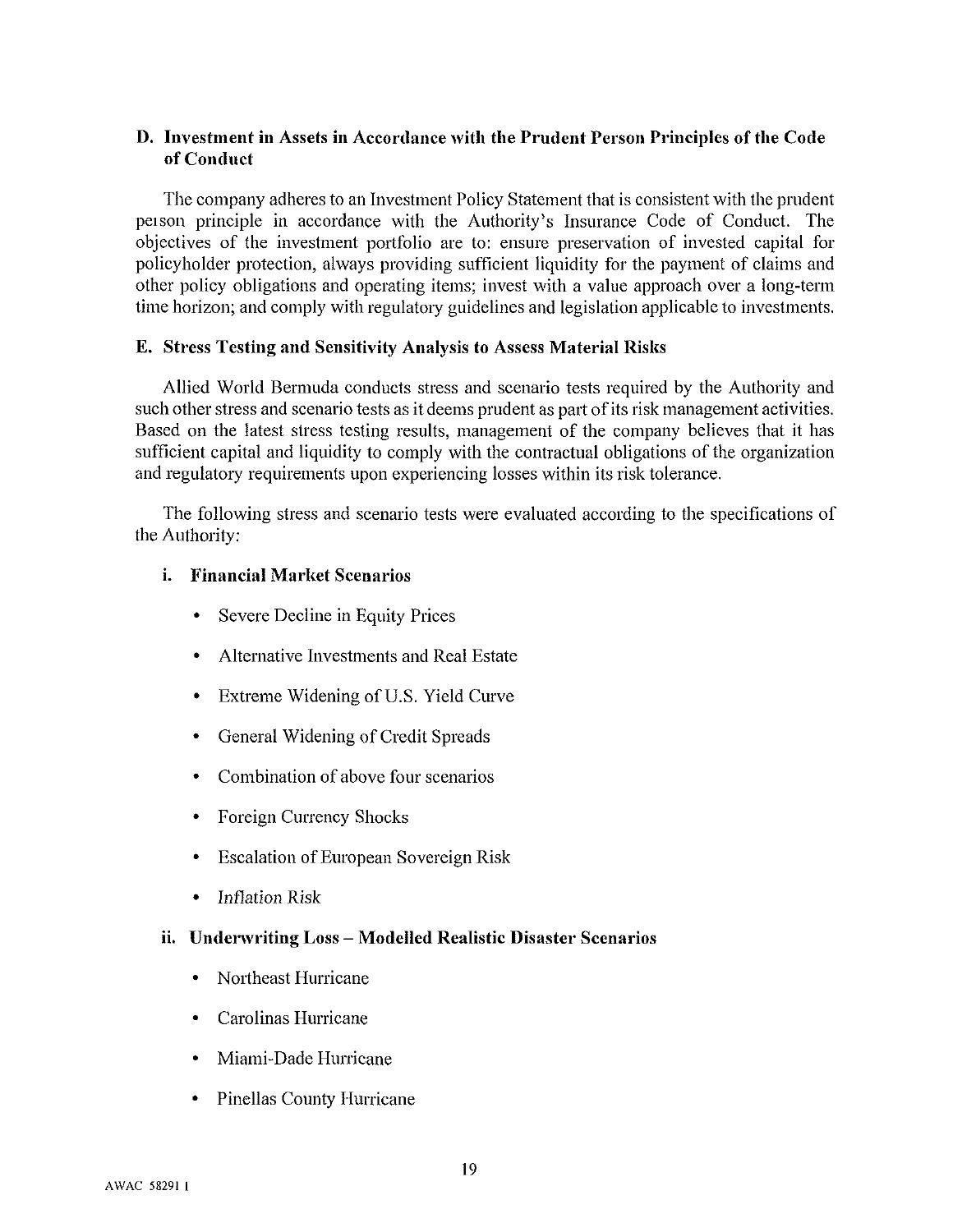## D. Investment in Assets in Accordance with the Prudent Person Principles of the Code of Conduct

The company adheres to an Investment Policy Statement that is consistent with the prudent person principle in accordance with the Authority's Insurance Code of Conduct. The objectives of the investment portfolio are to: ensure preservation of invested capital for policyholder protection, always providing sufficient liquidity for the payment of claims and other policy obligations and operating items; invest with a value approach over a long-term time horizon; and comply with regulatory guidelines and legislation applicable to investments.

## E. Stress Testing and Sensitivity Analysis to Assess Material Risks

Allied World Bermuda conducts stress and scenario tests required by the Authority and such other stress and scenario tests as it deems prudent as part of its risk management activities. Based on the latest stress testing results, management of the company believes that it has sufficient capital and liquidity to comply with the contractual obligations of the organization and regulatory requirements upon experiencing losses within its risk tolerance.

The following stress and scenario tests were evaluated according to the specifications of the Authority:

### i. Financial Market Scenarios

- Severe Decline in Equity Prices
- Alternative Investments and Real Estate
- Extreme Widening of U.S. Yield Curve
- General Widening of Credit Spreads
- Combination of above four scenarios
- Foreign Currency Shocks
- Escalation of European Sovereign Risk
- *Inflation Risk*

### ii. Underwriting Loss – Modelled Realistic Disaster Scenarios

- Northeast Hurricane
- Carolinas Hurricane
- Miami-Dade Hurricane
- Pinellas County Hurricane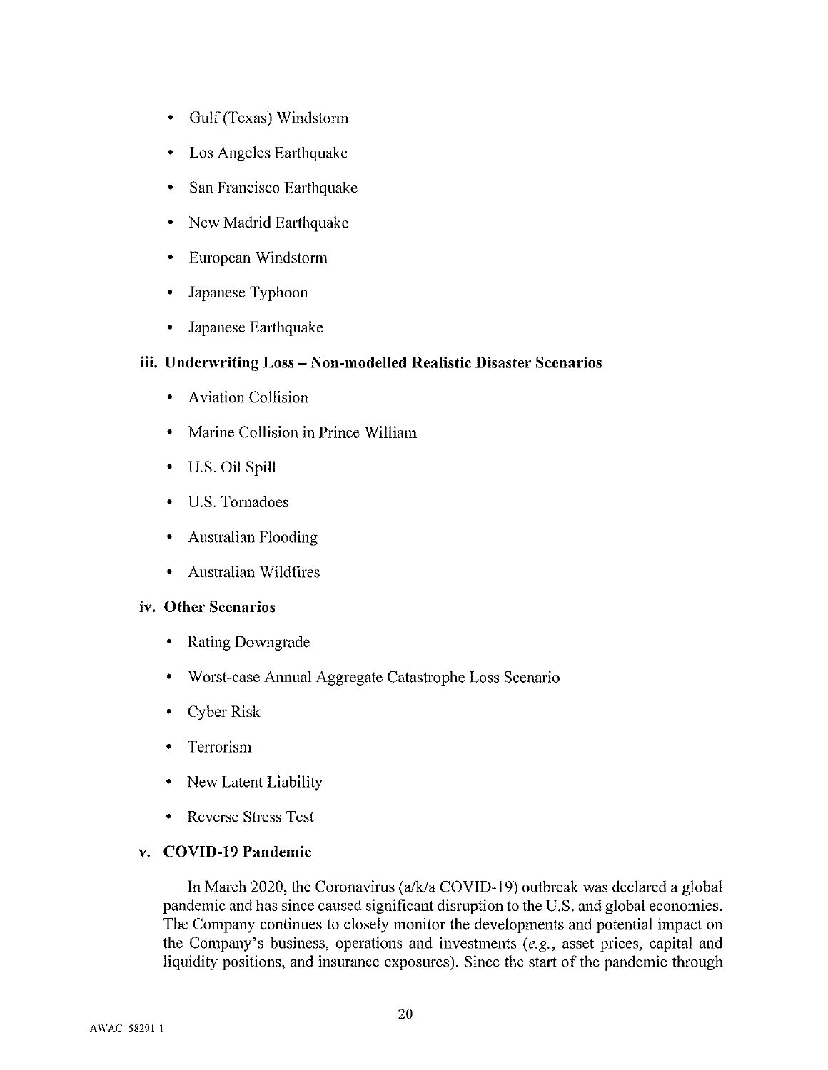- Gulf (Texas) Windstorm
- Los Angeles Earthquake
- San Francisco Earthquake
- New Madrid Earthquake
- European Windstorm
- Japanese Typhoon
- Japanese Earthquake

### iii. Underwriting Loss – Non-modelled Realistic Disaster Scenarios

- Aviation Collision
- Marine Collision in Prince William
- U.S. Oil Spill
- U.S. Tornadoes
- Australian Flooding
- Australian Wildfires

### iv. Other Scenarios

- Rating Downgrade
- Worst-case Annual Aggregate Catastrophe Loss Scenario
- Cyber Risk
- Terrorism
- New Latent Liability
- Reverse Stress Test

### v. COVID-19 Pandemic

In March 2020, the Coronavirus (a/k/a COVID-19) outbreak was declared a global pandemic and has since caused significant disruption to the U.S. and global economies. The Company continues to closely monitor the developments and potential impact on the Company's business, operations and investments (*e.g.*, asset prices, capital and liquidity positions, and insurance exposures). Since the start of the pandemic through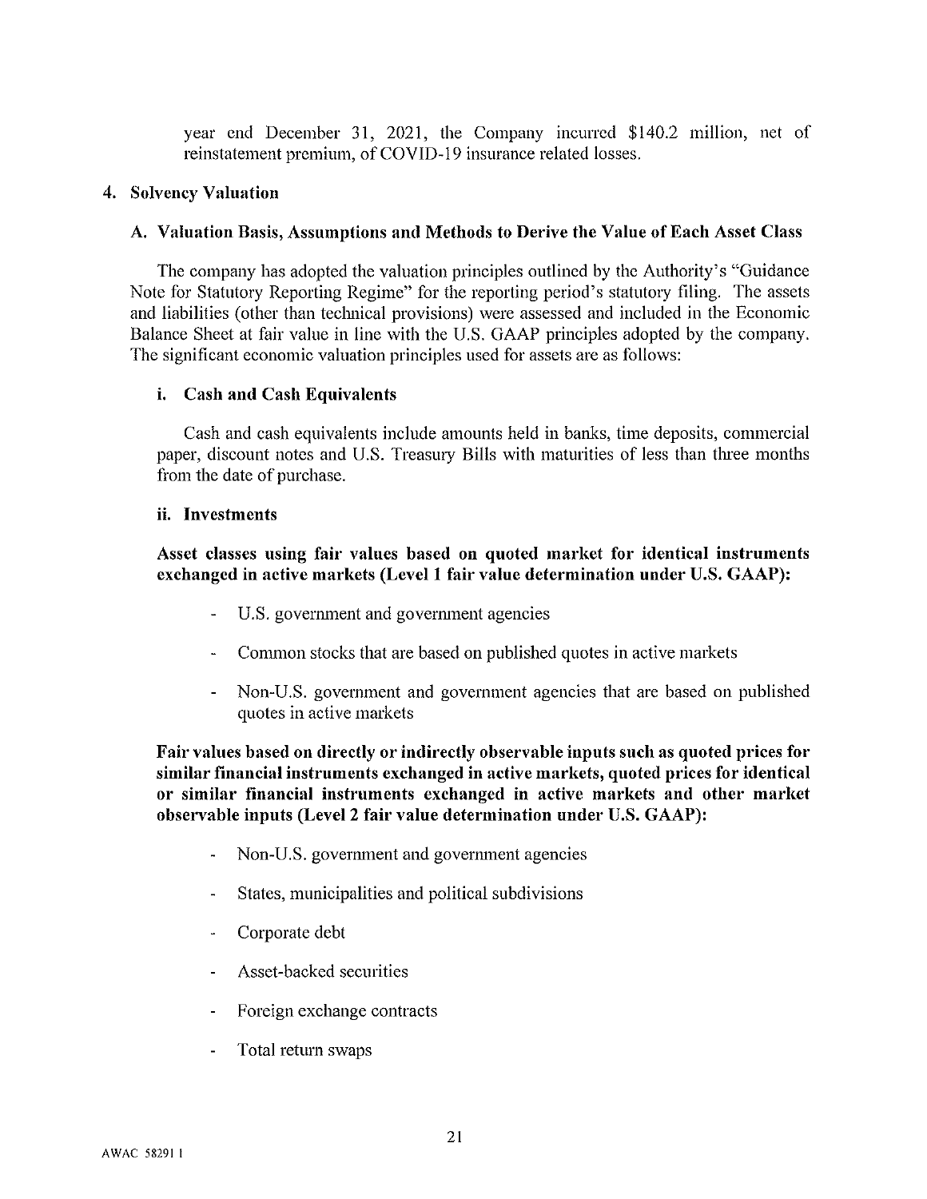year end December 31, 2021, the Company incurred $140.2 million, net of reinstatement premium, of COVID-19 insurance related losses.

## 4. Solvency Valuation

### A. Valuation Basis, Assumptions and Methods to Derive the Value of Each Asset Class

The company has adopted the valuation principles outlined by the Authority's "Guidance Note for Statutory Reporting Regime" for the reporting period's statutory filing. The assets and liabilities (other than technical provisions) were assessed and included in the Economic Balance Sheet at fair value in line with the U.S. GAAP principles adopted by the company. The significant economic valuation principles used for assets are as follows:

#### i. Cash and Cash Equivalents

Cash and cash equivalents include amounts held in banks, time deposits, commercial paper, discount notes and U.S. Treasury Bills with maturities of less than three months from the date of purchase.

#### ii. Investments

**Asset classes using fair values based on quoted market for identical instruments exchanged in active markets (Level 1 fair value determination under U.S. GAAP):**

- U.S. government and government agencies
- Common stocks that are based on published quotes in active markets
- Non-U.S. government and government agencies that are based on published quotes in active markets

**Fair values based on directly or indirectly observable inputs such as quoted prices for similar financial instruments exchanged in active markets, quoted prices for identical or similar financial instruments exchanged in active markets and other market observable inputs (Level 2 fair value determination under U.S. GAAP):**

- Non-U.S. government and government agencies
- States, municipalities and political subdivisions
- Corporate debt
- Asset-backed securities
- Foreign exchange contracts
- Total return swaps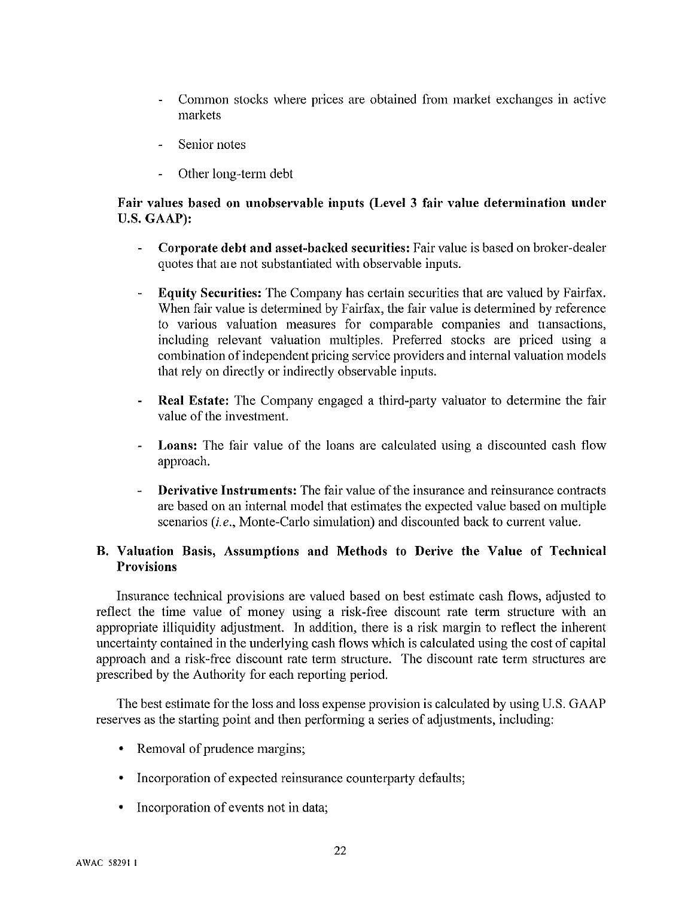- Common stocks where prices are obtained from market exchanges in active markets

- Senior notes

- Other long-term debt

**Fair values based on unobservable inputs (Level 3 fair value determination under U.S. GAAP):**

- **Corporate debt and asset-backed securities:** Fair value is based on broker-dealer quotes that are not substantiated with observable inputs.

- **Equity Securities:** The Company has certain securities that are valued by Fairfax. When fair value is determined by Fairfax, the fair value is determined by reference to various valuation measures for comparable companies and transactions, including relevant valuation multiples. Preferred stocks are priced using a combination of independent pricing service providers and internal valuation models that rely on directly or indirectly observable inputs.

- **Real Estate:** The Company engaged a third-party valuator to determine the fair value of the investment.

- **Loans:** The fair value of the loans are calculated using a discounted cash flow approach.

- **Derivative Instruments:** The fair value of the insurance and reinsurance contracts are based on an internal model that estimates the expected value based on multiple scenarios (*i.e.*, Monte-Carlo simulation) and discounted back to current value.

## B. Valuation Basis, Assumptions and Methods to Derive the Value of Technical Provisions

Insurance technical provisions are valued based on best estimate cash flows, adjusted to reflect the time value of money using a risk-free discount rate term structure with an appropriate illiquidity adjustment. In addition, there is a risk margin to reflect the inherent uncertainty contained in the underlying cash flows which is calculated using the cost of capital approach and a risk-free discount rate term structure. The discount rate term structures are prescribed by the Authority for each reporting period.

The best estimate for the loss and loss expense provision is calculated by using U.S. GAAP reserves as the starting point and then performing a series of adjustments, including:

- Removal of prudence margins;
- Incorporation of expected reinsurance counterparty defaults;
- Incorporation of events not in data;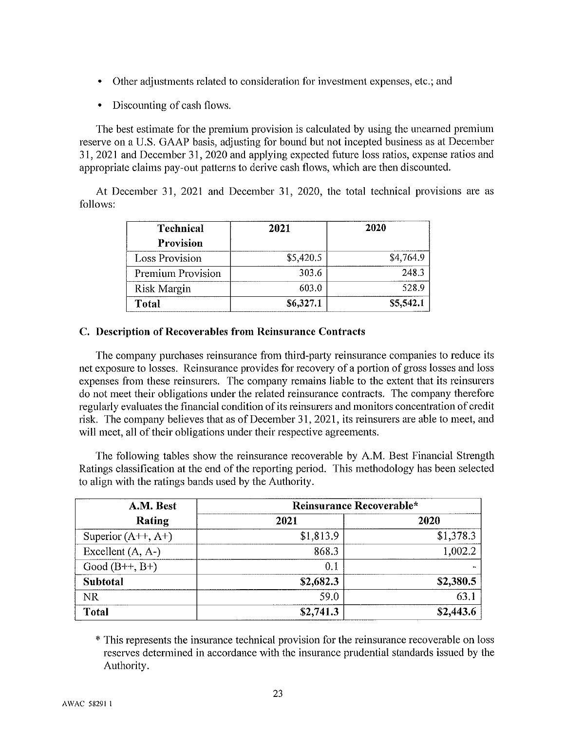- Other adjustments related to consideration for investment expenses, etc.; and
- Discounting of cash flows.

The best estimate for the premium provision is calculated by using the unearned premium reserve on a U.S. GAAP basis, adjusting for bound but not incepted business as at December 31, 2021 and December 31, 2020 and applying expected future loss ratios, expense ratios and appropriate claims pay-out patterns to derive cash flows, which are then discounted.

At December 31, 2021 and December 31, 2020, the total technical provisions are as follows:

| Technical Provision | 2021 | 2020 |
|---|---|---|
| Loss Provision | $5,420.5 | $4,764.9 |
| Premium Provision | 303.6 | 248.3 |
| Risk Margin | 603.0 | 528.9 |
| **Total** | **$6,327.1** | **$5,542.1** |

### C. Description of Recoverables from Reinsurance Contracts

The company purchases reinsurance from third-party reinsurance companies to reduce its net exposure to losses. Reinsurance provides for recovery of a portion of gross losses and loss expenses from these reinsurers. The company remains liable to the extent that its reinsurers do not meet their obligations under the related reinsurance contracts. The company therefore regularly evaluates the financial condition of its reinsurers and monitors concentration of credit risk. The company believes that as of December 31, 2021, its reinsurers are able to meet, and will meet, all of their obligations under their respective agreements.

The following tables show the reinsurance recoverable by A.M. Best Financial Strength Ratings classification at the end of the reporting period. This methodology has been selected to align with the ratings bands used by the Authority.

| A.M. Best Rating | Reinsurance Recoverable* | |
|---|---|---|
| | 2021 | 2020 |
| Superior (A++, A+) | $1,813.9 | $1,378.3 |
| Excellent (A, A-) | 868.3 | 1,002.2 |
| Good (B++, B+) | 0.1 | - |
| **Subtotal** | **$2,682.3** | **$2,380.5** |
| NR | 59.0 | 63.1 |
| **Total** | **$2,741.3** | **$2,443.6** |

\* This represents the insurance technical provision for the reinsurance recoverable on loss reserves determined in accordance with the insurance prudential standards issued by the Authority.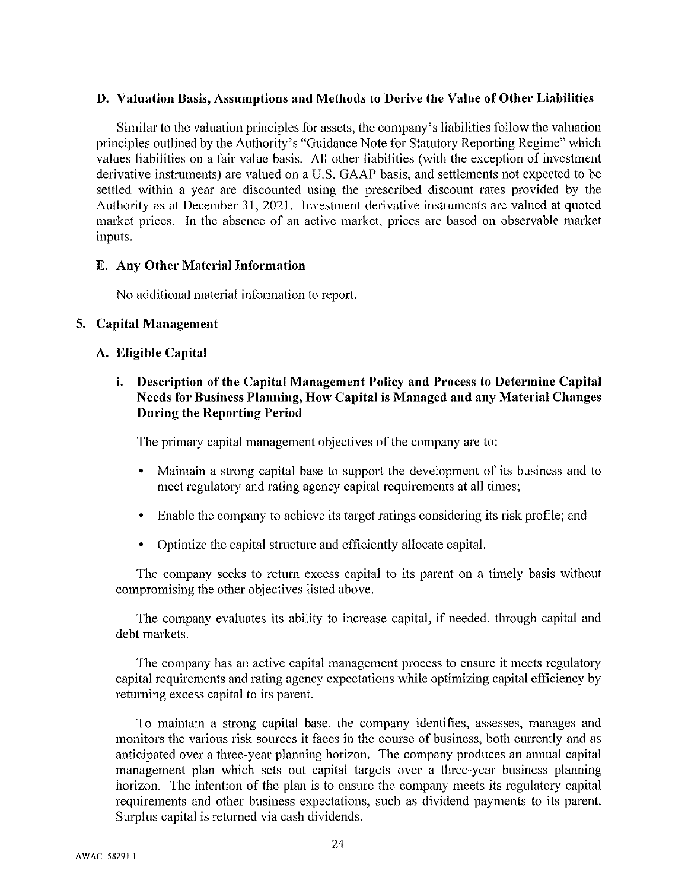### D. Valuation Basis, Assumptions and Methods to Derive the Value of Other Liabilities

Similar to the valuation principles for assets, the company's liabilities follow the valuation principles outlined by the Authority's "Guidance Note for Statutory Reporting Regime" which values liabilities on a fair value basis. All other liabilities (with the exception of investment derivative instruments) are valued on a U.S. GAAP basis, and settlements not expected to be settled within a year are discounted using the prescribed discount rates provided by the Authority as at December 31, 2021. Investment derivative instruments are valued at quoted market prices. In the absence of an active market, prices are based on observable market inputs.

### E. Any Other Material Information

No additional material information to report.

## 5. Capital Management

### A. Eligible Capital

#### i. Description of the Capital Management Policy and Process to Determine Capital Needs for Business Planning, How Capital is Managed and any Material Changes During the Reporting Period

The primary capital management objectives of the company are to:

- Maintain a strong capital base to support the development of its business and to meet regulatory and rating agency capital requirements at all times;
- Enable the company to achieve its target ratings considering its risk profile; and
- Optimize the capital structure and efficiently allocate capital.

The company seeks to return excess capital to its parent on a timely basis without compromising the other objectives listed above.

The company evaluates its ability to increase capital, if needed, through capital and debt markets.

The company has an active capital management process to ensure it meets regulatory capital requirements and rating agency expectations while optimizing capital efficiency by returning excess capital to its parent.

To maintain a strong capital base, the company identifies, assesses, manages and monitors the various risk sources it faces in the course of business, both currently and as anticipated over a three-year planning horizon. The company produces an annual capital management plan which sets out capital targets over a three-year business planning horizon. The intention of the plan is to ensure the company meets its regulatory capital requirements and other business expectations, such as dividend payments to its parent. Surplus capital is returned via cash dividends.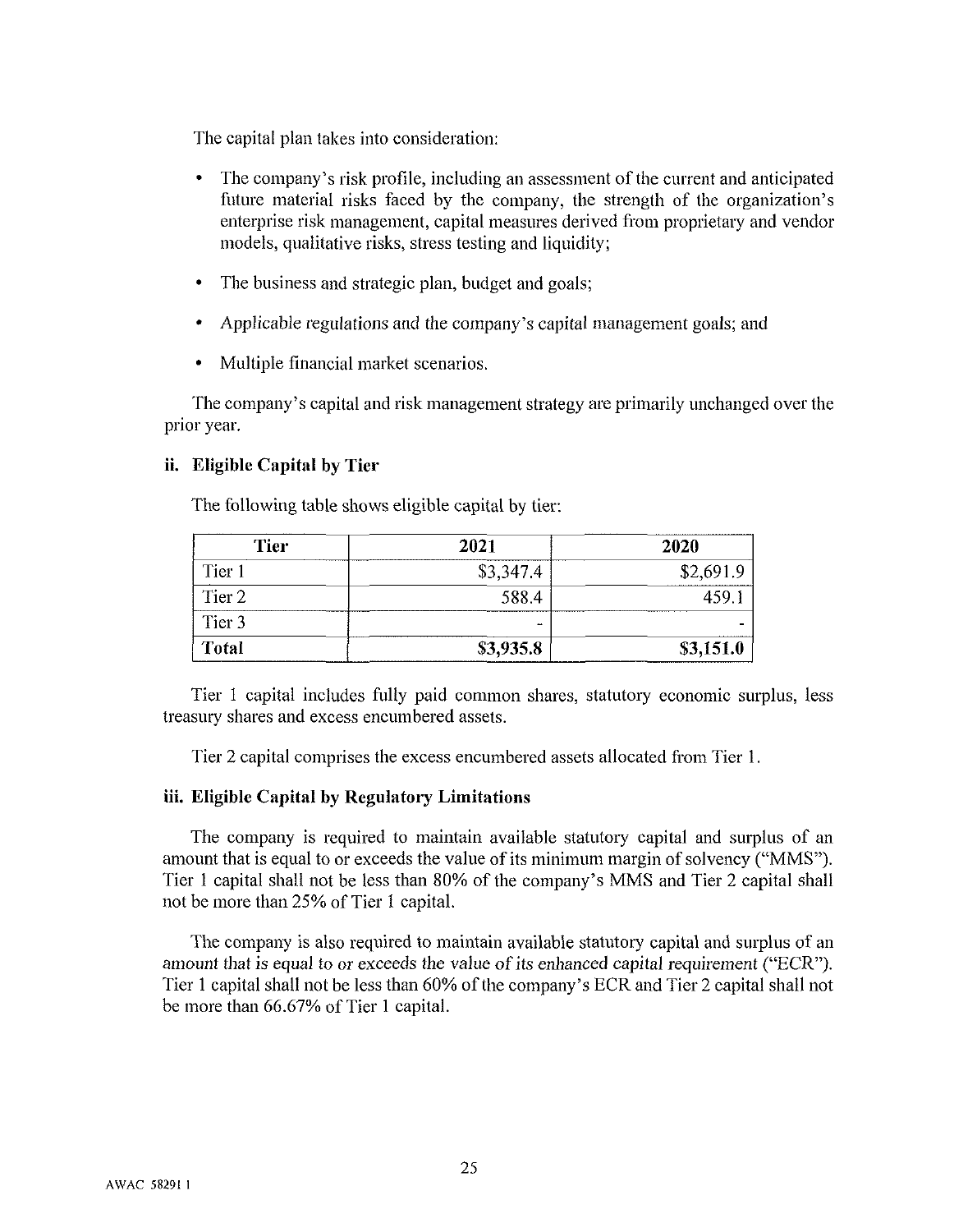The capital plan takes into consideration:

- The company's risk profile, including an assessment of the current and anticipated future material risks faced by the company, the strength of the organization's enterprise risk management, capital measures derived from proprietary and vendor models, qualitative risks, stress testing and liquidity;
- The business and strategic plan, budget and goals;
- Applicable regulations and the company's capital management goals; and
- Multiple financial market scenarios.

The company's capital and risk management strategy are primarily unchanged over the prior year.

### ii. Eligible Capital by Tier

The following table shows eligible capital by tier:

| Tier | 2021 | 2020 |
|---|---|---|
| Tier 1 | $3,347.4 | $2,691.9 |
| Tier 2 | 588.4 | 459.1 |
| Tier 3 | - | - |
| **Total** | **$3,935.8** | **$3,151.0** |

Tier 1 capital includes fully paid common shares, statutory economic surplus, less treasury shares and excess encumbered assets.

Tier 2 capital comprises the excess encumbered assets allocated from Tier 1.

### iii. Eligible Capital by Regulatory Limitations

The company is required to maintain available statutory capital and surplus of an amount that is equal to or exceeds the value of its minimum margin of solvency ("MMS"). Tier 1 capital shall not be less than 80% of the company's MMS and Tier 2 capital shall not be more than 25% of Tier 1 capital.

The company is also required to maintain available statutory capital and surplus of an amount that is equal to or exceeds the value of its enhanced capital requirement ("ECR"). Tier 1 capital shall not be less than 60% of the company's ECR and Tier 2 capital shall not be more than 66.67% of Tier 1 capital.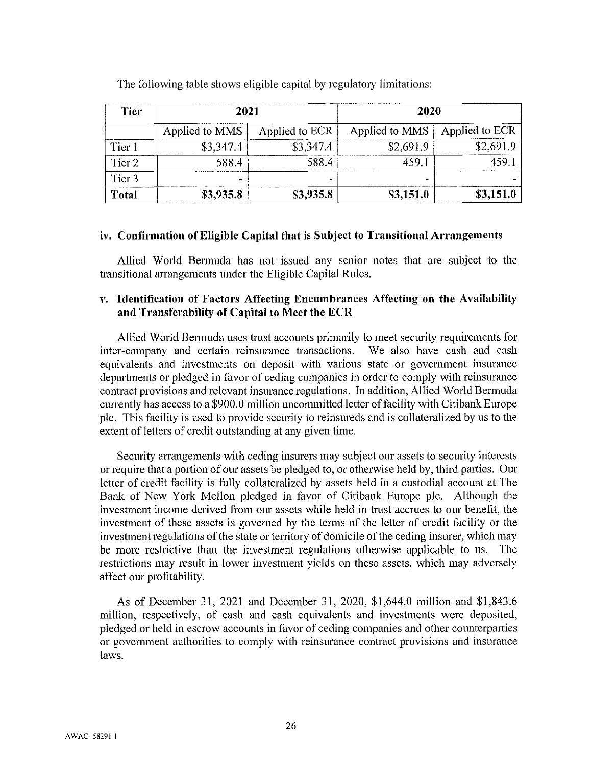The following table shows eligible capital by regulatory limitations:

| Tier | 2021 | | 2020 | |
|---|---|---|---|---|
| | Applied to MMS | Applied to ECR | Applied to MMS | Applied to ECR |
| Tier 1 | $3,347.4 | $3,347.4 | $2,691.9 | $2,691.9 |
| Tier 2 | 588.4 | 588.4 | 459.1 | 459.1 |
| Tier 3 | - | - | - | - |
| **Total** | **$3,935.8** | **$3,935.8** | **$3,151.0** | **$3,151.0** |

### iv. Confirmation of Eligible Capital that is Subject to Transitional Arrangements

Allied World Bermuda has not issued any senior notes that are subject to the transitional arrangements under the Eligible Capital Rules.

### v. Identification of Factors Affecting Encumbrances Affecting on the Availability and Transferability of Capital to Meet the ECR

Allied World Bermuda uses trust accounts primarily to meet security requirements for inter-company and certain reinsurance transactions. We also have cash and cash equivalents and investments on deposit with various state or government insurance departments or pledged in favor of ceding companies in order to comply with reinsurance contract provisions and relevant insurance regulations. In addition, Allied World Bermuda currently has access to a $900.0 million uncommitted letter of facility with Citibank Europe plc. This facility is used to provide security to reinsureds and is collateralized by us to the extent of letters of credit outstanding at any given time.

Security arrangements with ceding insurers may subject our assets to security interests or require that a portion of our assets be pledged to, or otherwise held by, third parties. Our letter of credit facility is fully collateralized by assets held in a custodial account at The Bank of New York Mellon pledged in favor of Citibank Europe plc. Although the investment income derived from our assets while held in trust accrues to our benefit, the investment of these assets is governed by the terms of the letter of credit facility or the investment regulations of the state or territory of domicile of the ceding insurer, which may be more restrictive than the investment regulations otherwise applicable to us. The restrictions may result in lower investment yields on these assets, which may adversely affect our profitability.

As of December 31, 2021 and December 31, 2020, $1,644.0 million and $1,843.6 million, respectively, of cash and cash equivalents and investments were deposited, pledged or held in escrow accounts in favor of ceding companies and other counterparties or government authorities to comply with reinsurance contract provisions and insurance laws.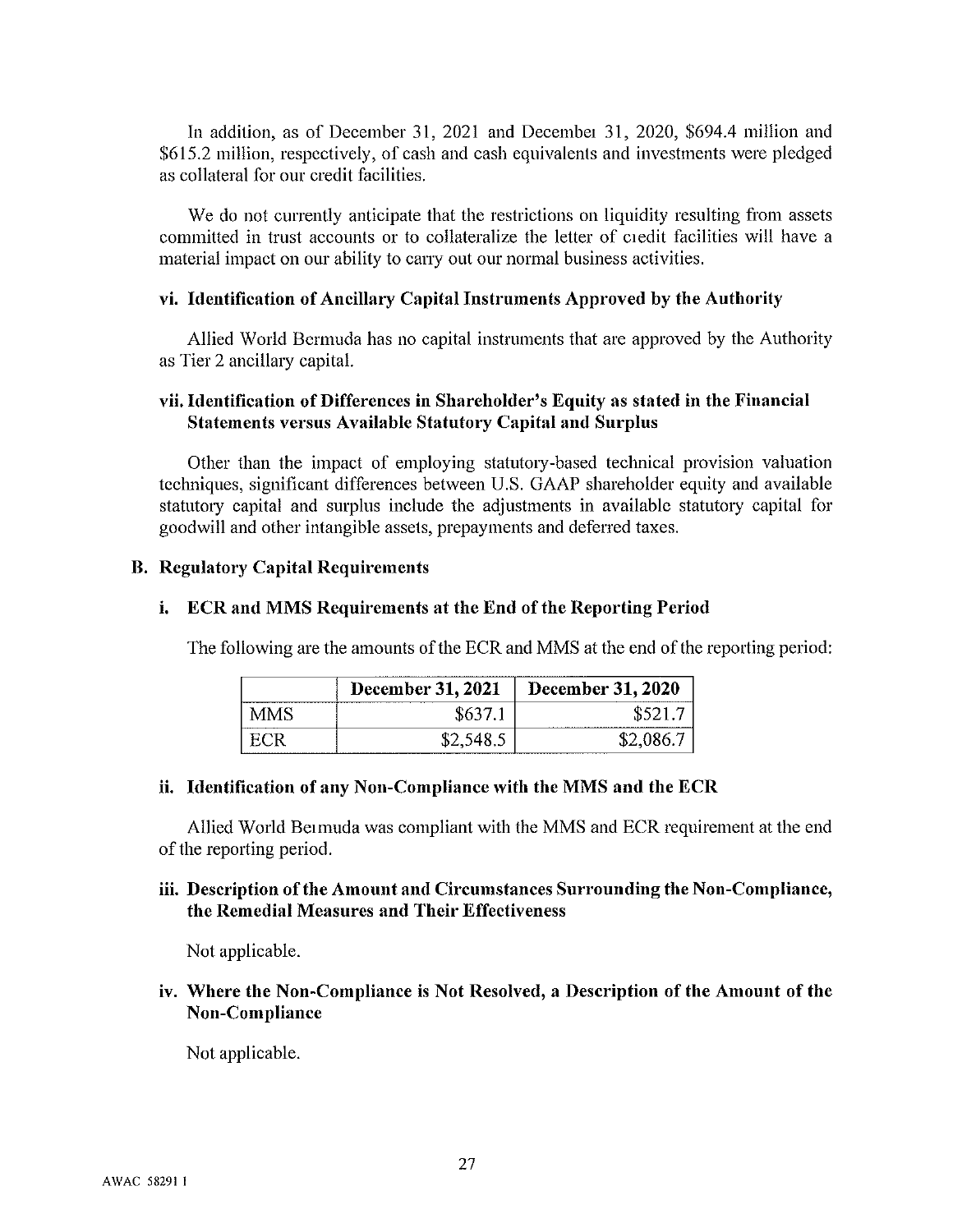In addition, as of December 31, 2021 and December 31, 2020, $694.4 million and $615.2 million, respectively, of cash and cash equivalents and investments were pledged as collateral for our credit facilities.

We do not currently anticipate that the restrictions on liquidity resulting from assets committed in trust accounts or to collateralize the letter of credit facilities will have a material impact on our ability to carry out our normal business activities.

#### vi. Identification of Ancillary Capital Instruments Approved by the Authority

Allied World Bermuda has no capital instruments that are approved by the Authority as Tier 2 ancillary capital.

#### vii. Identification of Differences in Shareholder's Equity as stated in the Financial Statements versus Available Statutory Capital and Surplus

Other than the impact of employing statutory-based technical provision valuation techniques, significant differences between U.S. GAAP shareholder equity and available statutory capital and surplus include the adjustments in available statutory capital for goodwill and other intangible assets, prepayments and deferred taxes.

### B. Regulatory Capital Requirements

#### i. ECR and MMS Requirements at the End of the Reporting Period

The following are the amounts of the ECR and MMS at the end of the reporting period:

| | December 31, 2021 | December 31, 2020 |
|---|---|---|
| MMS | $637.1 | $521.7 |
| ECR | $2,548.5 | $2,086.7 |

#### ii. Identification of any Non-Compliance with the MMS and the ECR

Allied World Bermuda was compliant with the MMS and ECR requirement at the end of the reporting period.

#### iii. Description of the Amount and Circumstances Surrounding the Non-Compliance, the Remedial Measures and Their Effectiveness

Not applicable.

#### iv. Where the Non-Compliance is Not Resolved, a Description of the Amount of the Non-Compliance

Not applicable.

AWAC 58291 1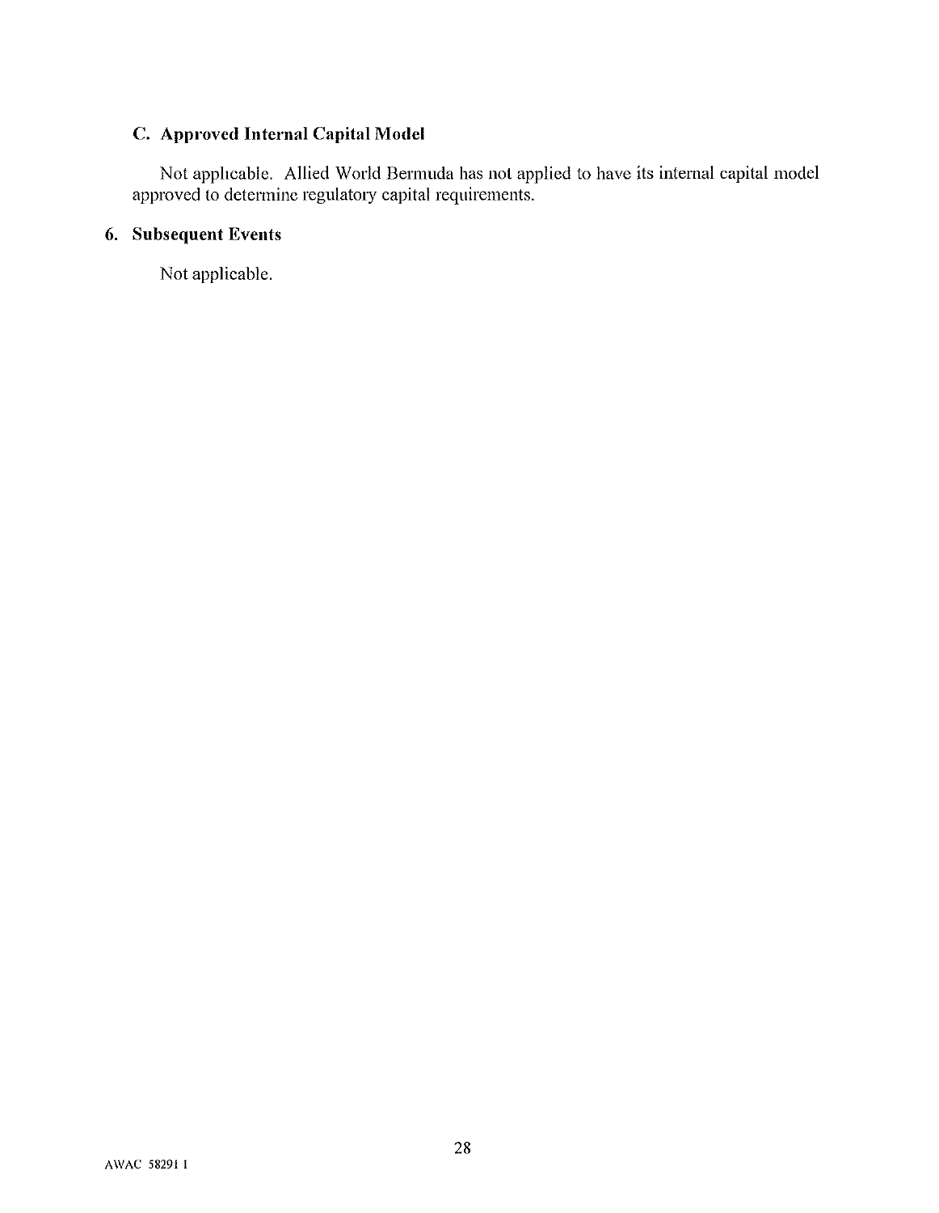### C. Approved Internal Capital Model

Not applicable. Allied World Bermuda has not applied to have its internal capital model approved to determine regulatory capital requirements.

## 6. Subsequent Events

Not applicable.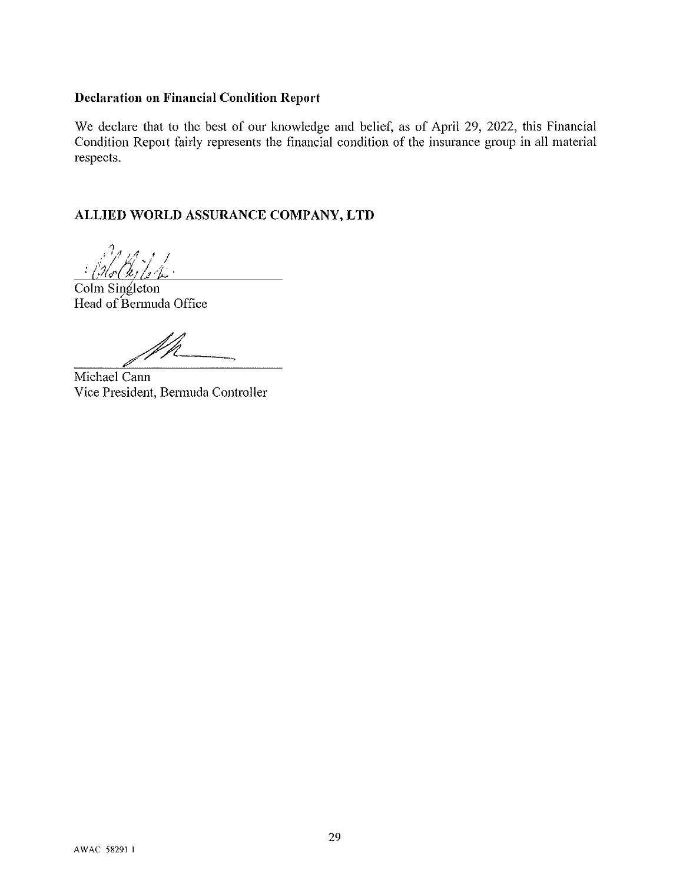**Declaration on Financial Condition Report**

We declare that to the best of our knowledge and belief, as of April 29, 2022, this Financial Condition Report fairly represents the financial condition of the insurance group in all material respects.

**ALLIED WORLD ASSURANCE COMPANY, LTD**

Colm Singleton
Head of Bermuda Office

Michael Cann
Vice President, Bermuda Controller

AWAC 58291 1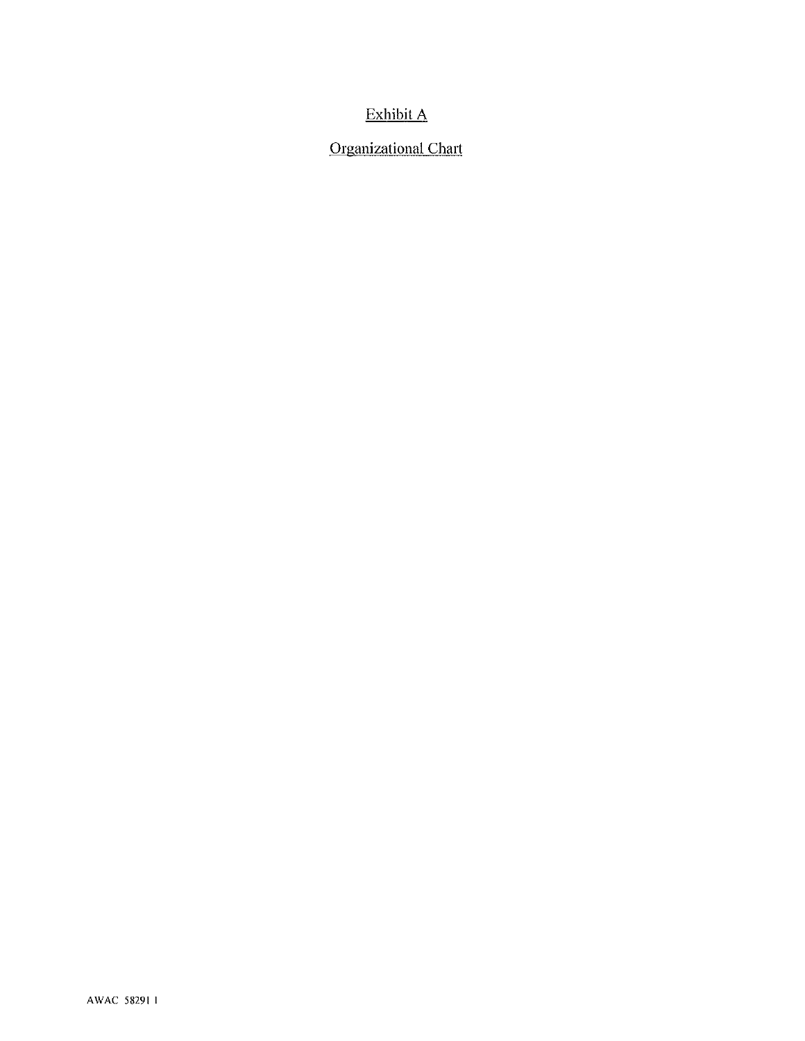Exhibit A

Organizational Chart

AWAC 58291 1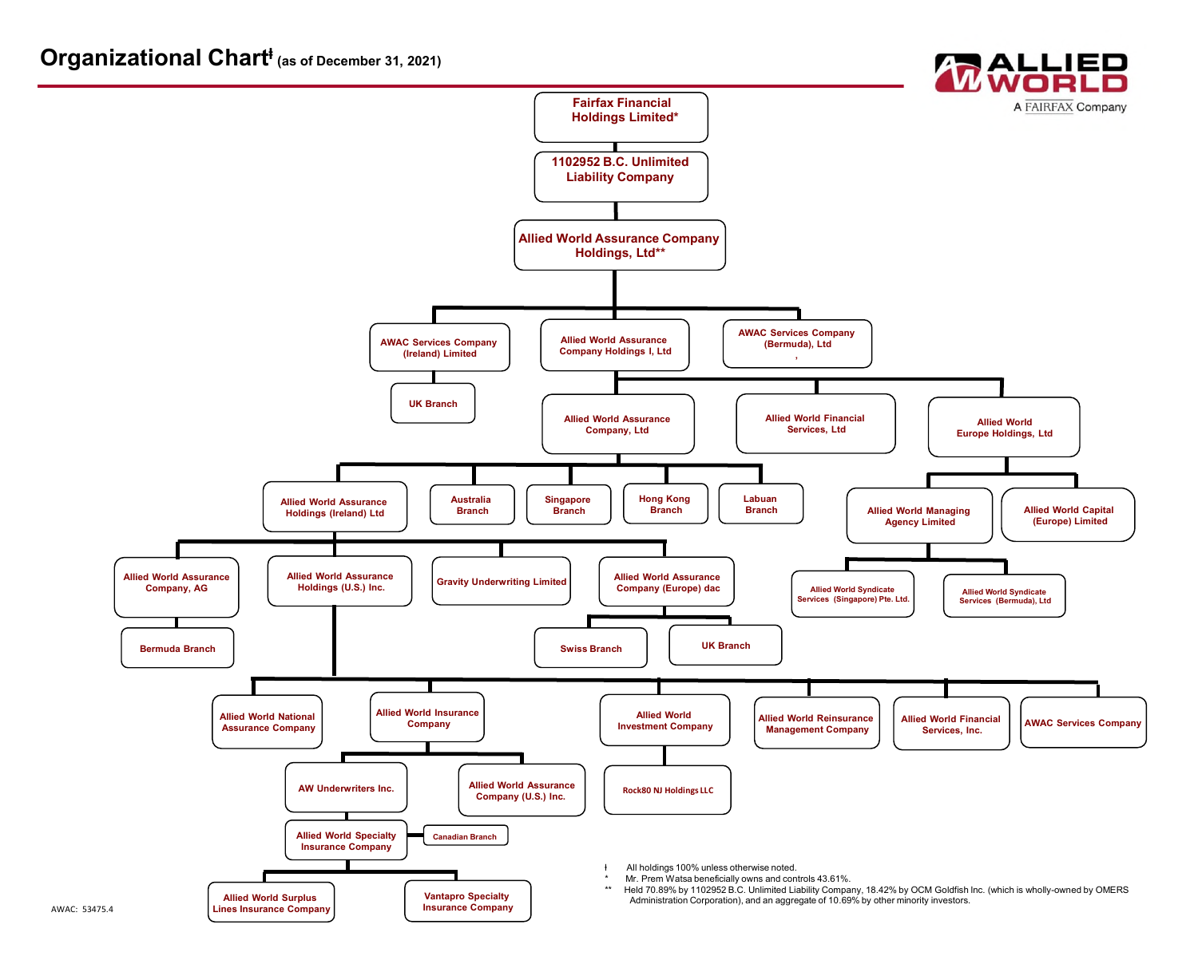# Organizational Chart[ǂ] (as of December 31, 2021)

ALLIED WORLD
A FAIRFAX Company

Fairfax Financial Holdings Limited*

1102952 B.C. Unlimited Liability Company

Allied World Assurance Company Holdings, Ltd**

AWAC Services Company (Ireland) Limited

UK Branch

Allied World Assurance Company Holdings I, Ltd

AWAC Services Company (Bermuda), Ltd

Allied World Assurance Company, Ltd

Allied World Financial Services, Ltd

Allied World Europe Holdings, Ltd

Allied World Assurance Holdings (Ireland) Ltd

Australia Branch

Singapore Branch

Hong Kong Branch

Labuan Branch

Allied World Managing Agency Limited

Allied World Capital (Europe) Limited

Allied World Assurance Company, AG

Bermuda Branch

Allied World Assurance Holdings (U.S.) Inc.

Gravity Underwriting Limited

Allied World Assurance Company (Europe) dac

Swiss Branch

UK Branch

Allied World Syndicate Services (Singapore) Pte. Ltd.

Allied World Syndicate Services (Bermuda), Ltd

Allied World National Assurance Company

Allied World Insurance Company

Allied World Investment Company

Allied World Reinsurance Management Company

Allied World Financial Services, Inc.

AWAC Services Company

AW Underwriters Inc.

Allied World Assurance Company (U.S.) Inc.

Rock80 NJ Holdings LLC

Allied World Specialty Insurance Company

Canadian Branch

Allied World Surplus Lines Insurance Company

Vantapro Specialty Insurance Company

ǂ All holdings 100% unless otherwise noted.

\* Mr. Prem Watsa beneficially owns and controls 43.61%.

** Held 70.89% by 1102952 B.C. Unlimited Liability Company, 18.42% by OCM Goldfish Inc. (which is wholly-owned by OMERS Administration Corporation), and an aggregate of 10.69% by other minority investors.

AWAC: 53475.4